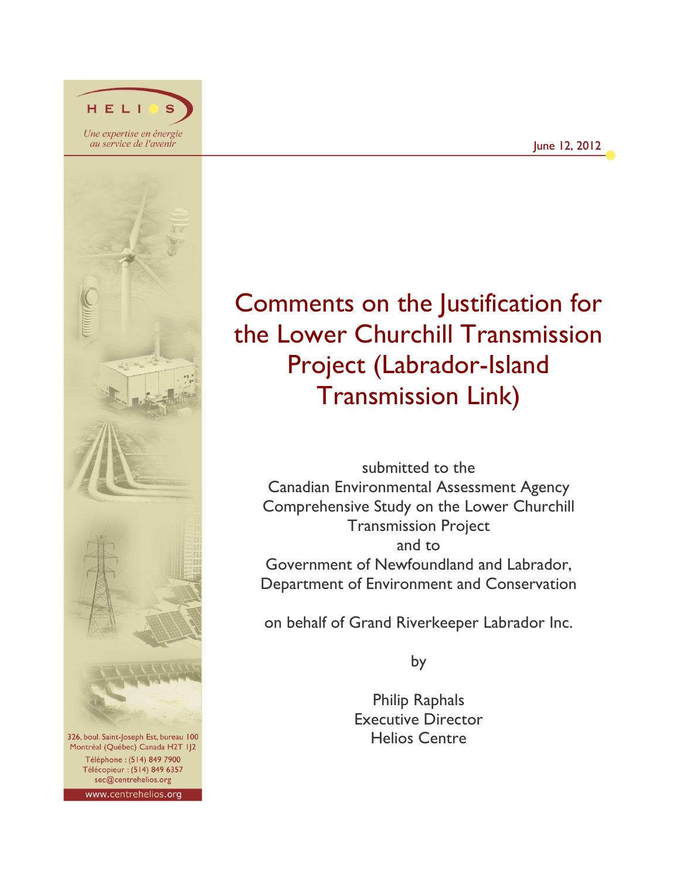HELIOS

*Une expertise en énergie au service de l'avenir*

June 12, 2012

# Comments on the Justification for the Lower Churchill Transmission Project (Labrador-Island Transmission Link)

submitted to the
Canadian Environmental Assessment Agency
Comprehensive Study on the Lower Churchill Transmission Project
and to
Government of Newfoundland and Labrador,
Department of Environment and Conservation

on behalf of Grand Riverkeeper Labrador Inc.

by

Philip Raphals
Executive Director
Helios Centre

326, boul. Saint-Joseph Est, bureau 100
Montréal (Québec) Canada H2T 1J2
Téléphone : (514) 849 7900
Télécopieur : (514) 849 6357
sec@centrehelios.org
www.centrehelios.org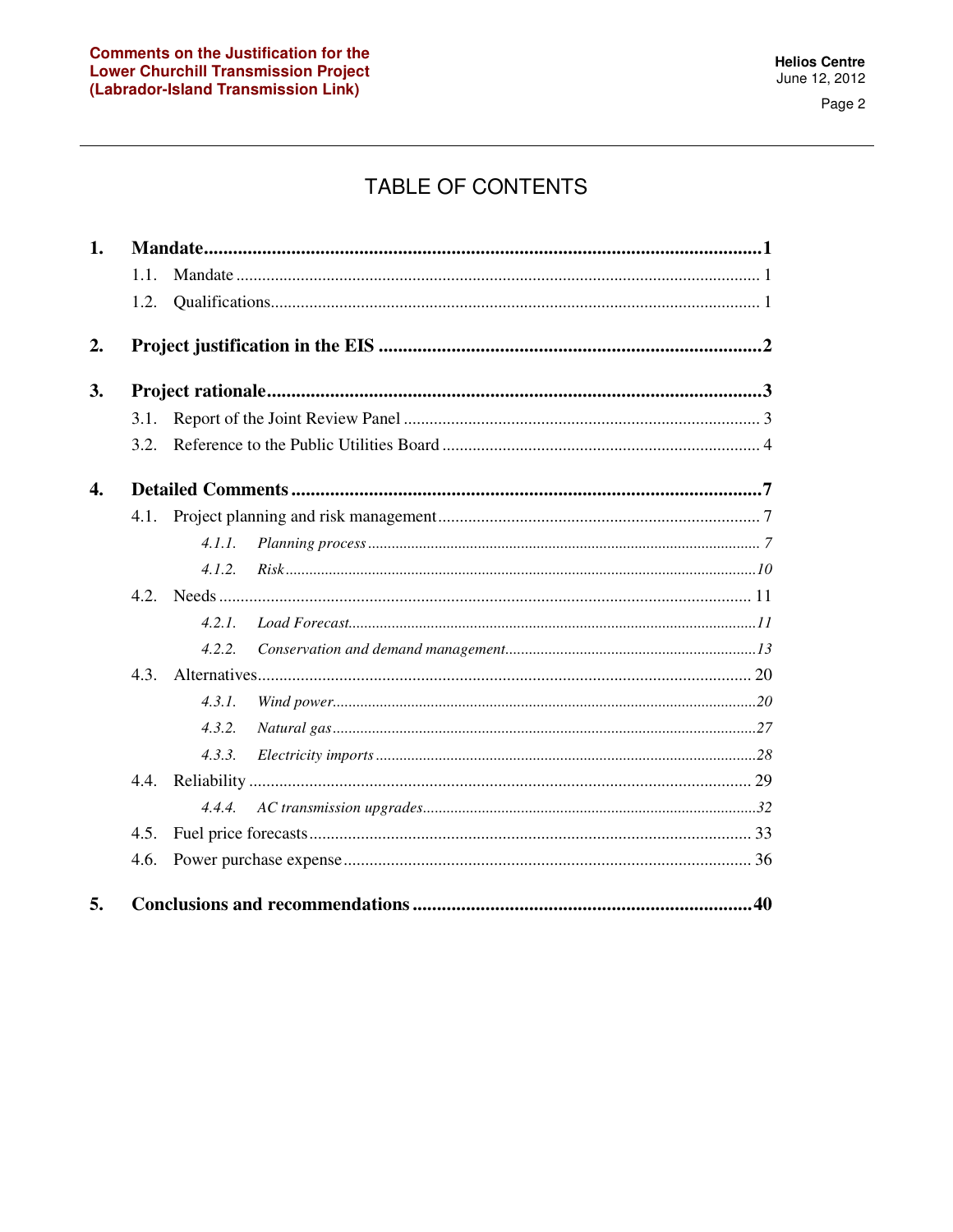# TABLE OF CONTENTS

**1. Mandate** .......... **1**

1.1. Mandate .......... 1

1.2. Qualifications .......... 1

**2. Project justification in the EIS** .......... **2**

**3. Project rationale** .......... **3**

3.1. Report of the Joint Review Panel .......... 3

3.2. Reference to the Public Utilities Board .......... 4

**4. Detailed Comments** .......... **7**

4.1. Project planning and risk management .......... 7

*4.1.1. Planning process* .......... *7*

*4.1.2. Risk* .......... *10*

4.2. Needs .......... 11

*4.2.1. Load Forecast* .......... *11*

*4.2.2. Conservation and demand management* .......... *13*

4.3. Alternatives .......... 20

*4.3.1. Wind power* .......... *20*

*4.3.2. Natural gas* .......... *27*

*4.3.3. Electricity imports* .......... *28*

4.4. Reliability .......... 29

*4.4.4. AC transmission upgrades* .......... *32*

4.5. Fuel price forecasts .......... 33

4.6. Power purchase expense .......... 36

**5. Conclusions and recommendations** .......... **40**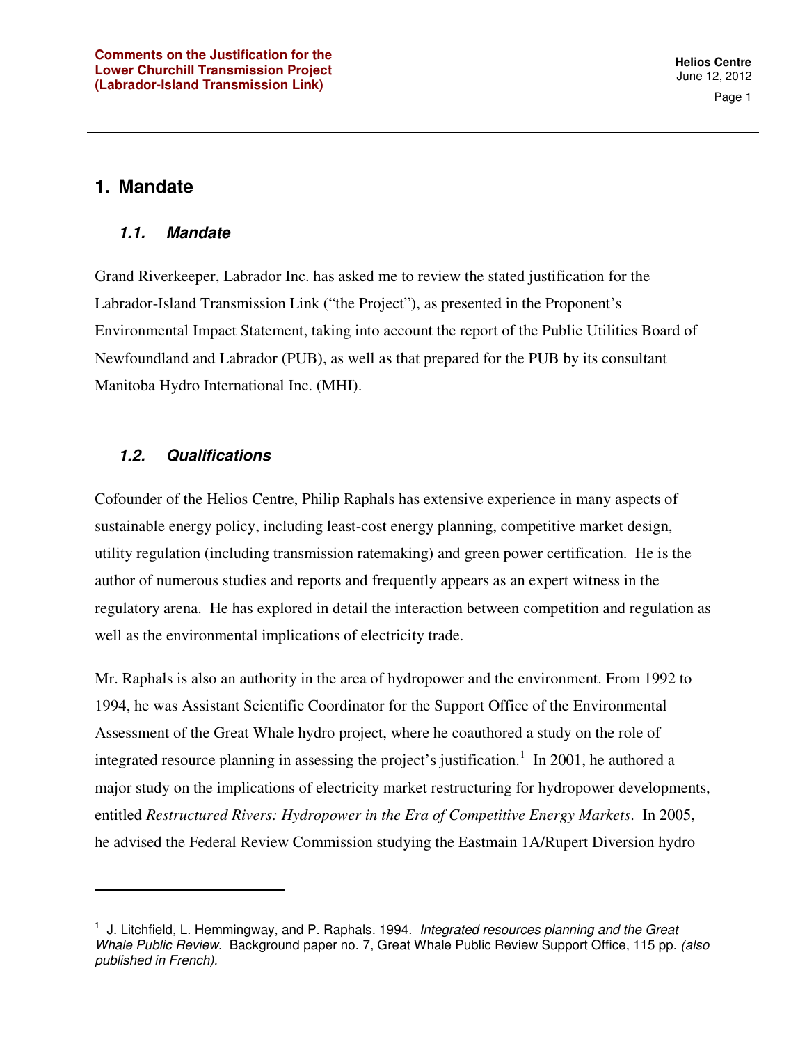# 1. Mandate

### 1.1. Mandate

Grand Riverkeeper, Labrador Inc. has asked me to review the stated justification for the Labrador-Island Transmission Link ("the Project"), as presented in the Proponent's Environmental Impact Statement, taking into account the report of the Public Utilities Board of Newfoundland and Labrador (PUB), as well as that prepared for the PUB by its consultant Manitoba Hydro International Inc. (MHI).

### 1.2. Qualifications

Cofounder of the Helios Centre, Philip Raphals has extensive experience in many aspects of sustainable energy policy, including least-cost energy planning, competitive market design, utility regulation (including transmission ratemaking) and green power certification. He is the author of numerous studies and reports and frequently appears as an expert witness in the regulatory arena. He has explored in detail the interaction between competition and regulation as well as the environmental implications of electricity trade.

Mr. Raphals is also an authority in the area of hydropower and the environment. From 1992 to 1994, he was Assistant Scientific Coordinator for the Support Office of the Environmental Assessment of the Great Whale hydro project, where he coauthored a study on the role of integrated resource planning in assessing the project's justification.[1] In 2001, he authored a major study on the implications of electricity market restructuring for hydropower developments, entitled *Restructured Rivers: Hydropower in the Era of Competitive Energy Markets*. In 2005, he advised the Federal Review Commission studying the Eastmain 1A/Rupert Diversion hydro

---

[1] J. Litchfield, L. Hemmingway, and P. Raphals. 1994. *Integrated resources planning and the Great Whale Public Review*. Background paper no. 7, Great Whale Public Review Support Office, 115 pp. *(also published in French).*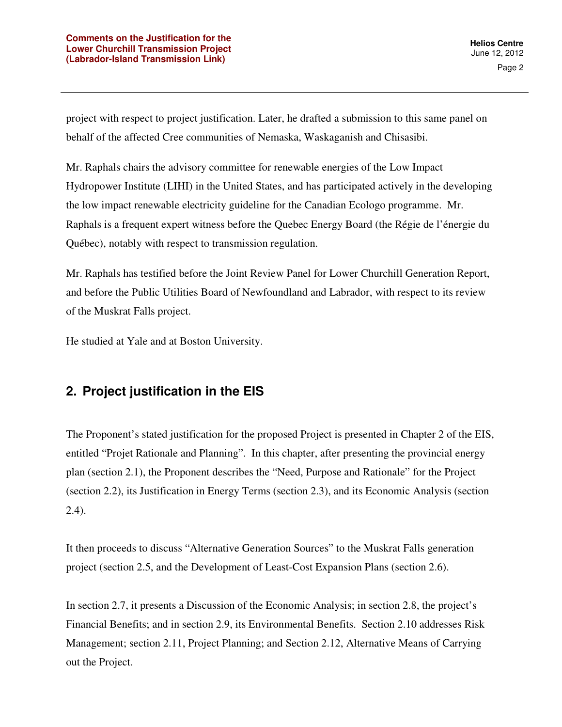project with respect to project justification. Later, he drafted a submission to this same panel on behalf of the affected Cree communities of Nemaska, Waskaganish and Chisasibi.

Mr. Raphals chairs the advisory committee for renewable energies of the Low Impact Hydropower Institute (LIHI) in the United States, and has participated actively in the developing the low impact renewable electricity guideline for the Canadian Ecologo programme. Mr. Raphals is a frequent expert witness before the Quebec Energy Board (the Régie de l'énergie du Québec), notably with respect to transmission regulation.

Mr. Raphals has testified before the Joint Review Panel for Lower Churchill Generation Report, and before the Public Utilities Board of Newfoundland and Labrador, with respect to its review of the Muskrat Falls project.

He studied at Yale and at Boston University.

## 2. Project justification in the EIS

The Proponent's stated justification for the proposed Project is presented in Chapter 2 of the EIS, entitled "Projet Rationale and Planning". In this chapter, after presenting the provincial energy plan (section 2.1), the Proponent describes the "Need, Purpose and Rationale" for the Project (section 2.2), its Justification in Energy Terms (section 2.3), and its Economic Analysis (section 2.4).

It then proceeds to discuss "Alternative Generation Sources" to the Muskrat Falls generation project (section 2.5, and the Development of Least-Cost Expansion Plans (section 2.6).

In section 2.7, it presents a Discussion of the Economic Analysis; in section 2.8, the project's Financial Benefits; and in section 2.9, its Environmental Benefits. Section 2.10 addresses Risk Management; section 2.11, Project Planning; and Section 2.12, Alternative Means of Carrying out the Project.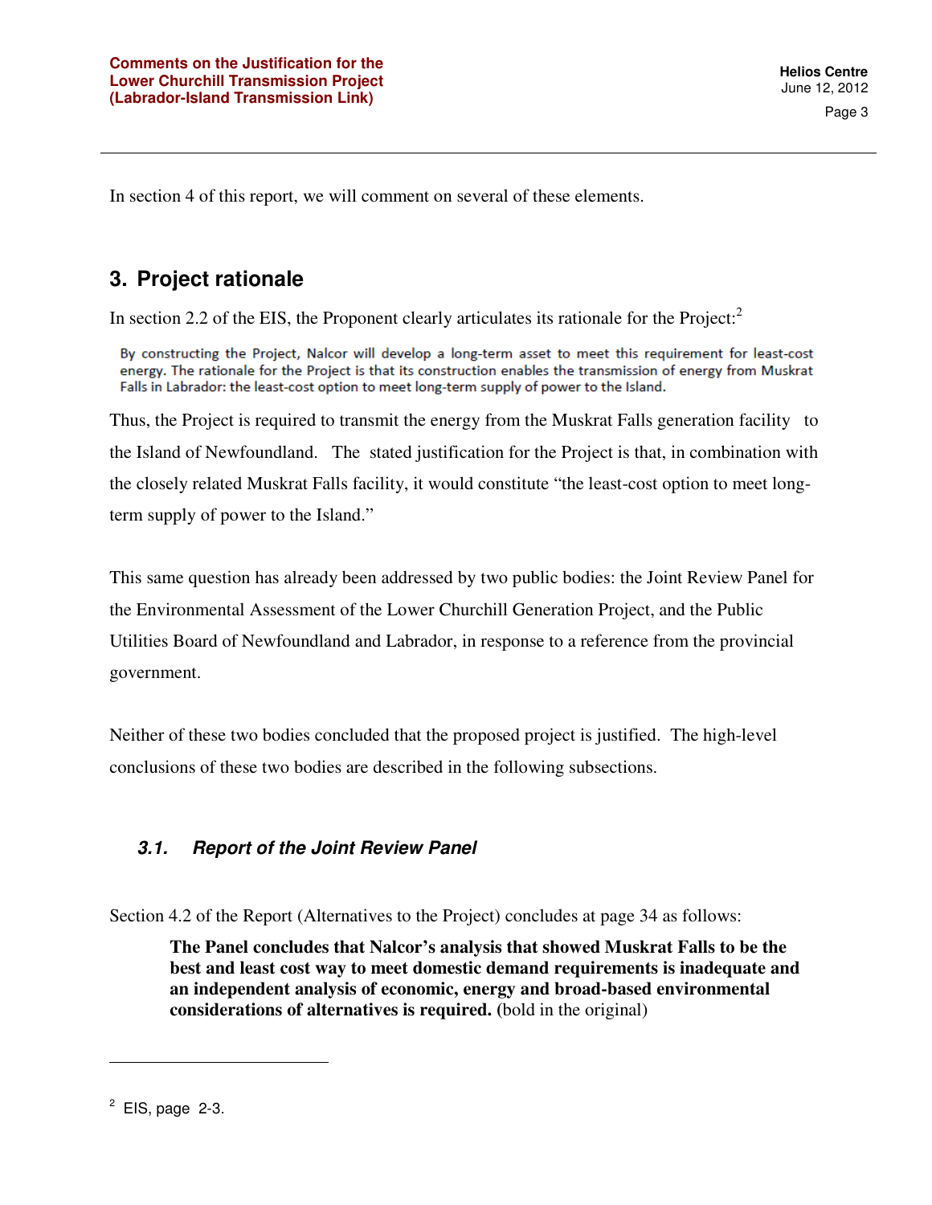In section 4 of this report, we will comment on several of these elements.

## 3. Project rationale

In section 2.2 of the EIS, the Proponent clearly articulates its rationale for the Project:[2]

> By constructing the Project, Nalcor will develop a long-term asset to meet this requirement for least-cost energy. The rationale for the Project is that its construction enables the transmission of energy from Muskrat Falls in Labrador: the least-cost option to meet long-term supply of power to the Island.

Thus, the Project is required to transmit the energy from the Muskrat Falls generation facility to the Island of Newfoundland. The stated justification for the Project is that, in combination with the closely related Muskrat Falls facility, it would constitute "the least-cost option to meet long-term supply of power to the Island."

This same question has already been addressed by two public bodies: the Joint Review Panel for the Environmental Assessment of the Lower Churchill Generation Project, and the Public Utilities Board of Newfoundland and Labrador, in response to a reference from the provincial government.

Neither of these two bodies concluded that the proposed project is justified. The high-level conclusions of these two bodies are described in the following subsections.

### *3.1. Report of the Joint Review Panel*

Section 4.2 of the Report (Alternatives to the Project) concludes at page 34 as follows:

> **The Panel concludes that Nalcor's analysis that showed Muskrat Falls to be the best and least cost way to meet domestic demand requirements is inadequate and an independent analysis of economic, energy and broad-based environmental considerations of alternatives is required.** (bold in the original)

---

[2] EIS, page 2-3.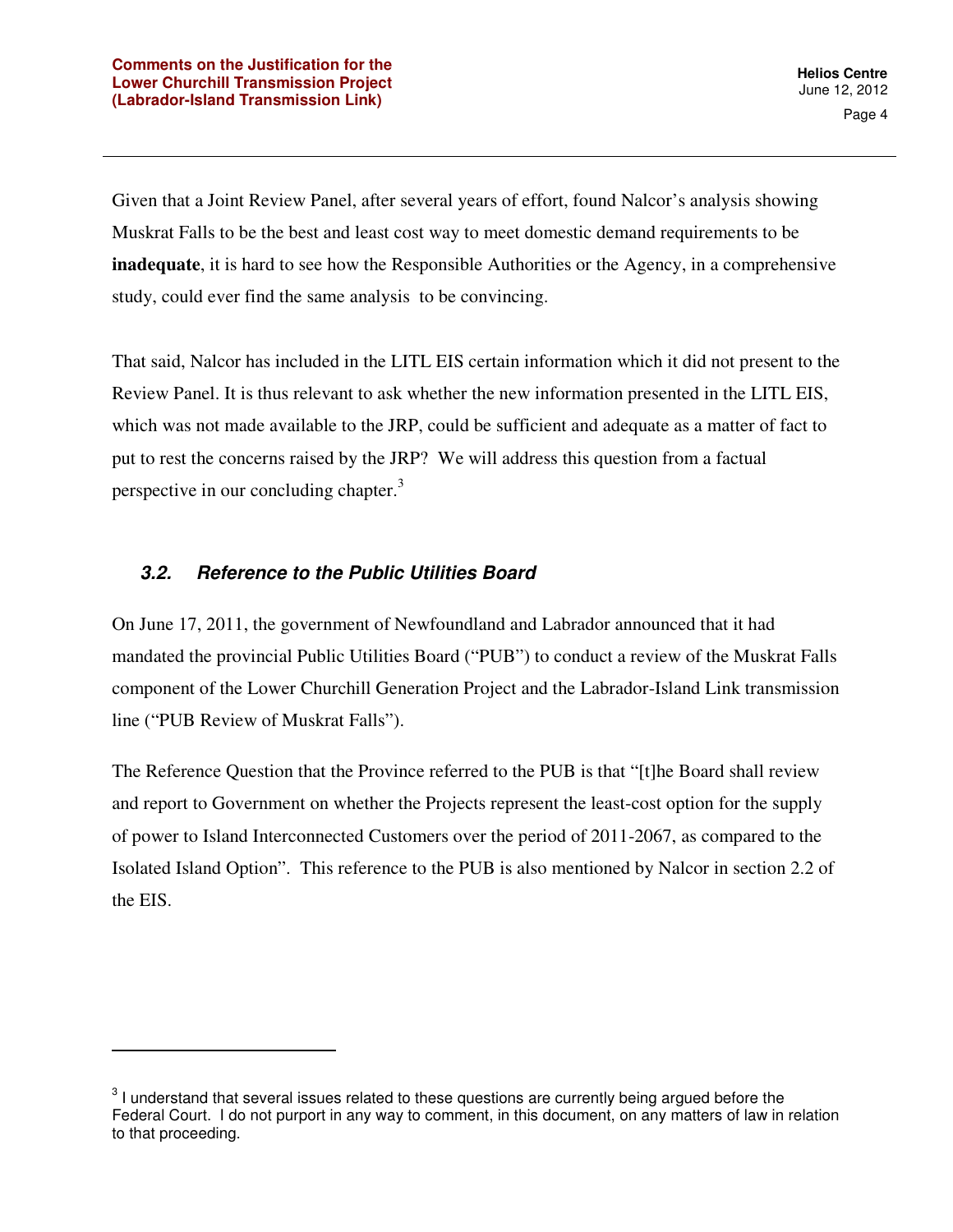Given that a Joint Review Panel, after several years of effort, found Nalcor's analysis showing Muskrat Falls to be the best and least cost way to meet domestic demand requirements to be **inadequate**, it is hard to see how the Responsible Authorities or the Agency, in a comprehensive study, could ever find the same analysis to be convincing.

That said, Nalcor has included in the LITL EIS certain information which it did not present to the Review Panel. It is thus relevant to ask whether the new information presented in the LITL EIS, which was not made available to the JRP, could be sufficient and adequate as a matter of fact to put to rest the concerns raised by the JRP? We will address this question from a factual perspective in our concluding chapter.[3]

### *3.2. Reference to the Public Utilities Board*

On June 17, 2011, the government of Newfoundland and Labrador announced that it had mandated the provincial Public Utilities Board ("PUB") to conduct a review of the Muskrat Falls component of the Lower Churchill Generation Project and the Labrador-Island Link transmission line ("PUB Review of Muskrat Falls").

The Reference Question that the Province referred to the PUB is that "[t]he Board shall review and report to Government on whether the Projects represent the least-cost option for the supply of power to Island Interconnected Customers over the period of 2011-2067, as compared to the Isolated Island Option". This reference to the PUB is also mentioned by Nalcor in section 2.2 of the EIS.

---

[3] I understand that several issues related to these questions are currently being argued before the Federal Court. I do not purport in any way to comment, in this document, on any matters of law in relation to that proceeding.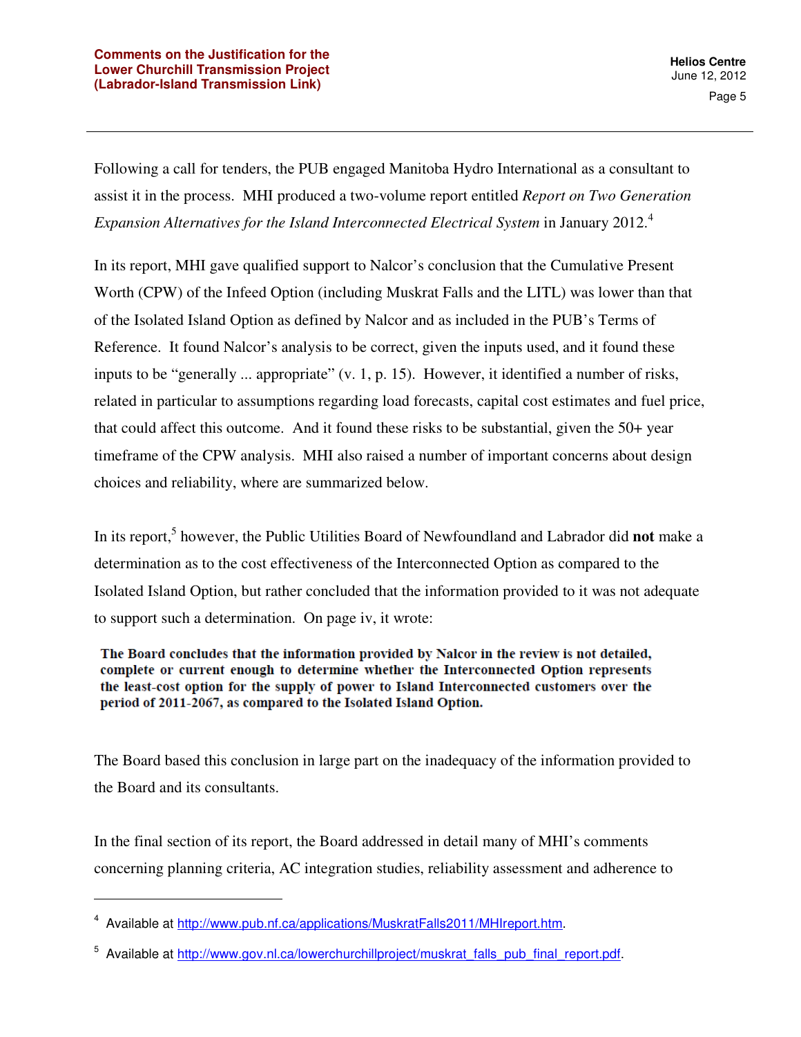Following a call for tenders, the PUB engaged Manitoba Hydro International as a consultant to assist it in the process. MHI produced a two-volume report entitled *Report on Two Generation Expansion Alternatives for the Island Interconnected Electrical System* in January 2012.[4]

In its report, MHI gave qualified support to Nalcor's conclusion that the Cumulative Present Worth (CPW) of the Infeed Option (including Muskrat Falls and the LITL) was lower than that of the Isolated Island Option as defined by Nalcor and as included in the PUB's Terms of Reference. It found Nalcor's analysis to be correct, given the inputs used, and it found these inputs to be "generally ... appropriate" (v. 1, p. 15). However, it identified a number of risks, related in particular to assumptions regarding load forecasts, capital cost estimates and fuel price, that could affect this outcome. And it found these risks to be substantial, given the 50+ year timeframe of the CPW analysis. MHI also raised a number of important concerns about design choices and reliability, where are summarized below.

In its report,[5] however, the Public Utilities Board of Newfoundland and Labrador did **not** make a determination as to the cost effectiveness of the Interconnected Option as compared to the Isolated Island Option, but rather concluded that the information provided to it was not adequate to support such a determination. On page iv, it wrote:

> **The Board concludes that the information provided by Nalcor in the review is not detailed, complete or current enough to determine whether the Interconnected Option represents the least-cost option for the supply of power to Island Interconnected customers over the period of 2011-2067, as compared to the Isolated Island Option.**

The Board based this conclusion in large part on the inadequacy of the information provided to the Board and its consultants.

In the final section of its report, the Board addressed in detail many of MHI's comments concerning planning criteria, AC integration studies, reliability assessment and adherence to

---

[4] Available at http://www.pub.nf.ca/applications/MuskratFalls2011/MHIreport.htm.

[5] Available at http://www.gov.nl.ca/lowerchurchillproject/muskrat_falls_pub_final_report.pdf.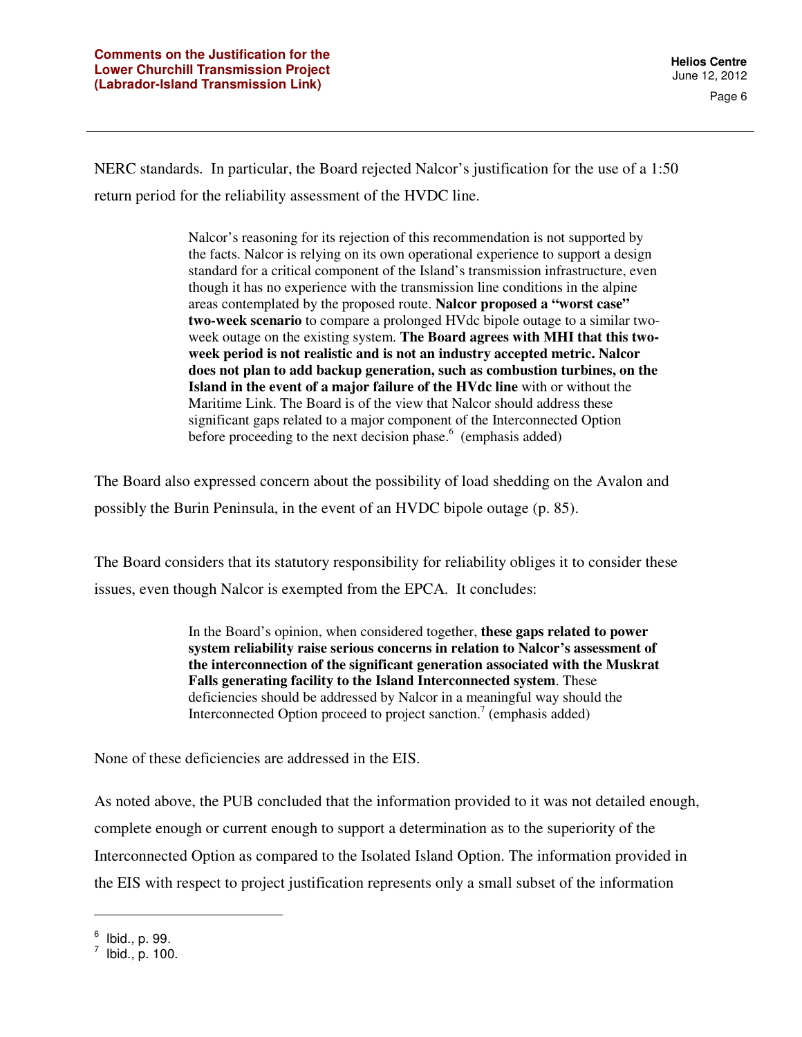NERC standards. In particular, the Board rejected Nalcor's justification for the use of a 1:50 return period for the reliability assessment of the HVDC line.

> Nalcor's reasoning for its rejection of this recommendation is not supported by the facts. Nalcor is relying on its own operational experience to support a design standard for a critical component of the Island's transmission infrastructure, even though it has no experience with the transmission line conditions in the alpine areas contemplated by the proposed route. **Nalcor proposed a "worst case" two-week scenario** to compare a prolonged HVdc bipole outage to a similar two-week outage on the existing system. **The Board agrees with MHI that this two-week period is not realistic and is not an industry accepted metric. Nalcor does not plan to add backup generation, such as combustion turbines, on the Island in the event of a major failure of the HVdc line** with or without the Maritime Link. The Board is of the view that Nalcor should address these significant gaps related to a major component of the Interconnected Option before proceeding to the next decision phase.[6] (emphasis added)

The Board also expressed concern about the possibility of load shedding on the Avalon and possibly the Burin Peninsula, in the event of an HVDC bipole outage (p. 85).

The Board considers that its statutory responsibility for reliability obliges it to consider these issues, even though Nalcor is exempted from the EPCA. It concludes:

> In the Board's opinion, when considered together, **these gaps related to power system reliability raise serious concerns in relation to Nalcor's assessment of the interconnection of the significant generation associated with the Muskrat Falls generating facility to the Island Interconnected system**. These deficiencies should be addressed by Nalcor in a meaningful way should the Interconnected Option proceed to project sanction.[7] (emphasis added)

None of these deficiencies are addressed in the EIS.

As noted above, the PUB concluded that the information provided to it was not detailed enough, complete enough or current enough to support a determination as to the superiority of the Interconnected Option as compared to the Isolated Island Option. The information provided in the EIS with respect to project justification represents only a small subset of the information

---

[6] Ibid., p. 99.

[7] Ibid., p. 100.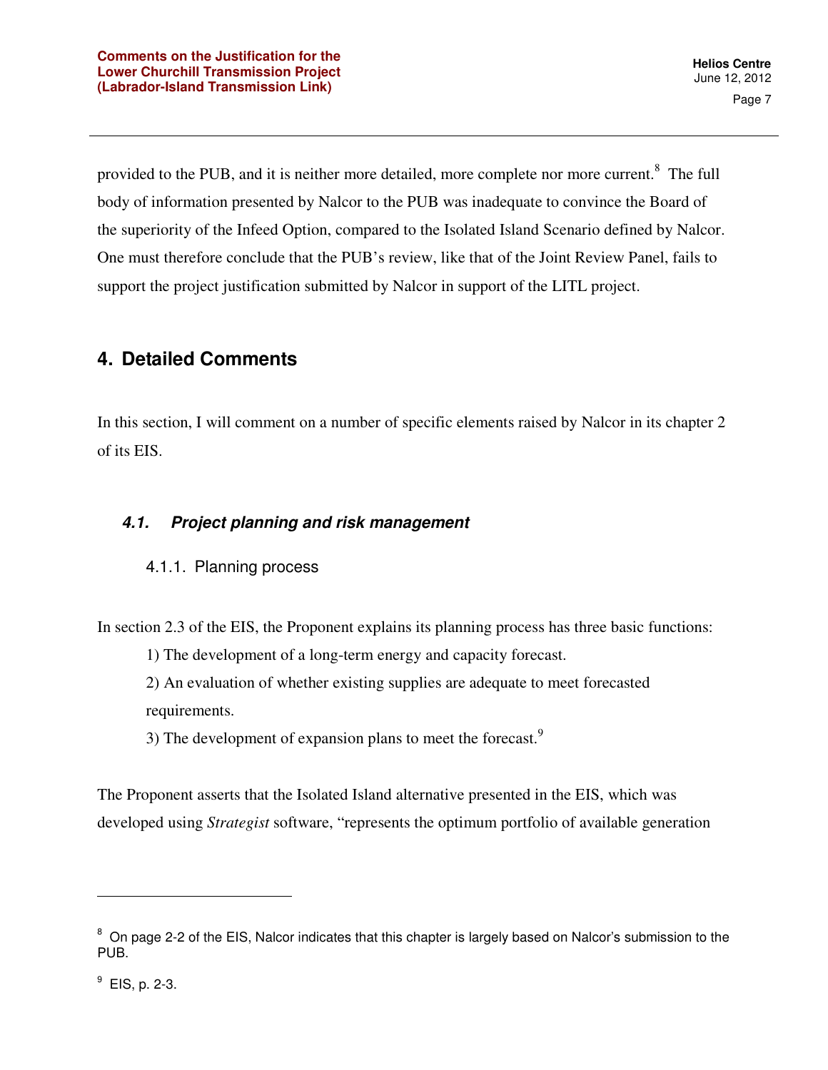provided to the PUB, and it is neither more detailed, more complete nor more current.[8] The full body of information presented by Nalcor to the PUB was inadequate to convince the Board of the superiority of the Infeed Option, compared to the Isolated Island Scenario defined by Nalcor. One must therefore conclude that the PUB's review, like that of the Joint Review Panel, fails to support the project justification submitted by Nalcor in support of the LITL project.

# 4. Detailed Comments

In this section, I will comment on a number of specific elements raised by Nalcor in its chapter 2 of its EIS.

## *4.1. Project planning and risk management*

### 4.1.1. Planning process

In section 2.3 of the EIS, the Proponent explains its planning process has three basic functions:

1) The development of a long-term energy and capacity forecast.

2) An evaluation of whether existing supplies are adequate to meet forecasted requirements.

3) The development of expansion plans to meet the forecast.[9]

The Proponent asserts that the Isolated Island alternative presented in the EIS, which was developed using *Strategist* software, "represents the optimum portfolio of available generation

---

[8] On page 2-2 of the EIS, Nalcor indicates that this chapter is largely based on Nalcor's submission to the PUB.

[9] EIS, p. 2-3.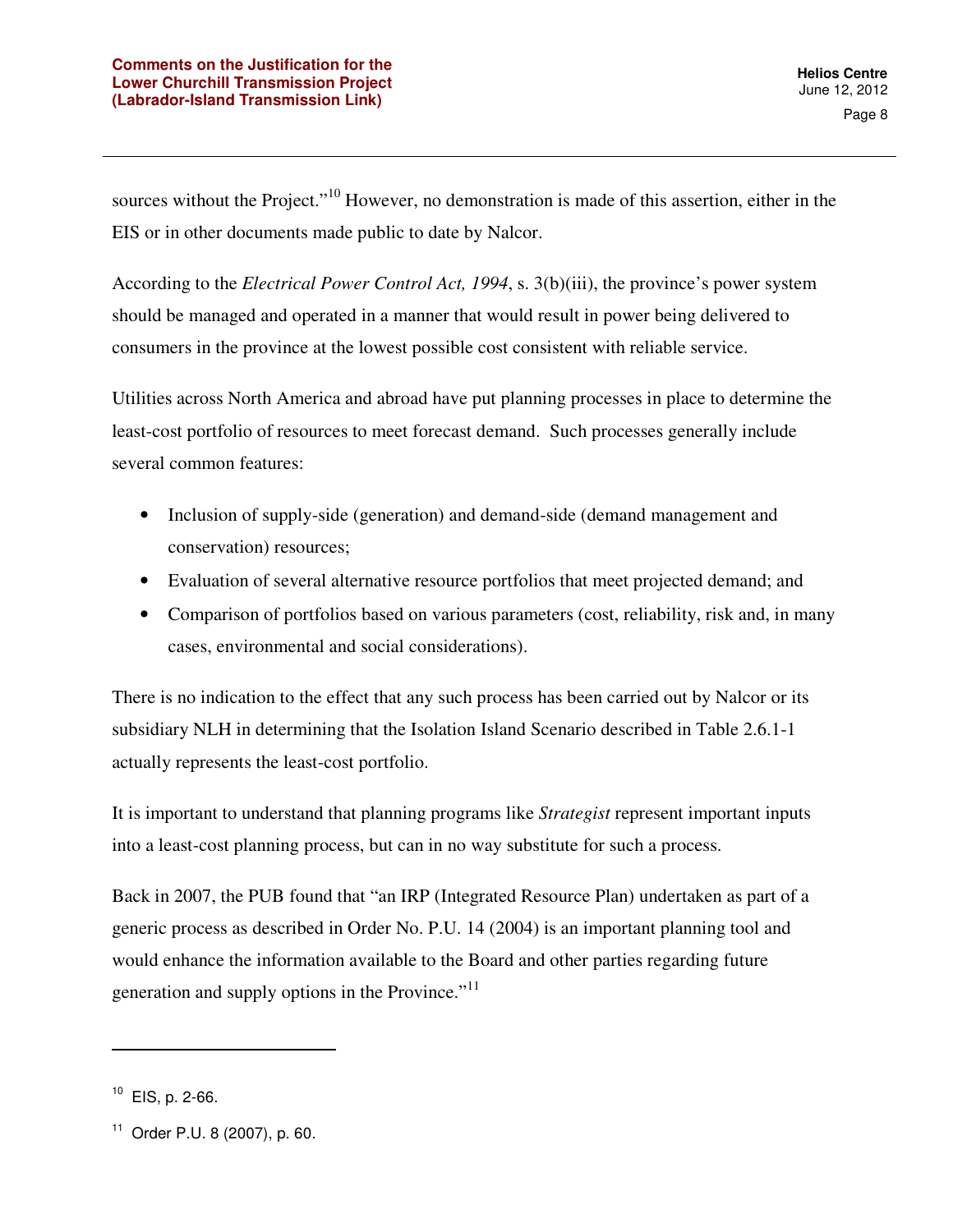sources without the Project."[10] However, no demonstration is made of this assertion, either in the EIS or in other documents made public to date by Nalcor.

According to the *Electrical Power Control Act, 1994*, s. 3(b)(iii), the province's power system should be managed and operated in a manner that would result in power being delivered to consumers in the province at the lowest possible cost consistent with reliable service.

Utilities across North America and abroad have put planning processes in place to determine the least-cost portfolio of resources to meet forecast demand. Such processes generally include several common features:

- Inclusion of supply-side (generation) and demand-side (demand management and conservation) resources;
- Evaluation of several alternative resource portfolios that meet projected demand; and
- Comparison of portfolios based on various parameters (cost, reliability, risk and, in many cases, environmental and social considerations).

There is no indication to the effect that any such process has been carried out by Nalcor or its subsidiary NLH in determining that the Isolation Island Scenario described in Table 2.6.1-1 actually represents the least-cost portfolio.

It is important to understand that planning programs like *Strategist* represent important inputs into a least-cost planning process, but can in no way substitute for such a process.

Back in 2007, the PUB found that "an IRP (Integrated Resource Plan) undertaken as part of a generic process as described in Order No. P.U. 14 (2004) is an important planning tool and would enhance the information available to the Board and other parties regarding future generation and supply options in the Province."[11]

---

[10] EIS, p. 2-66.

[11] Order P.U. 8 (2007), p. 60.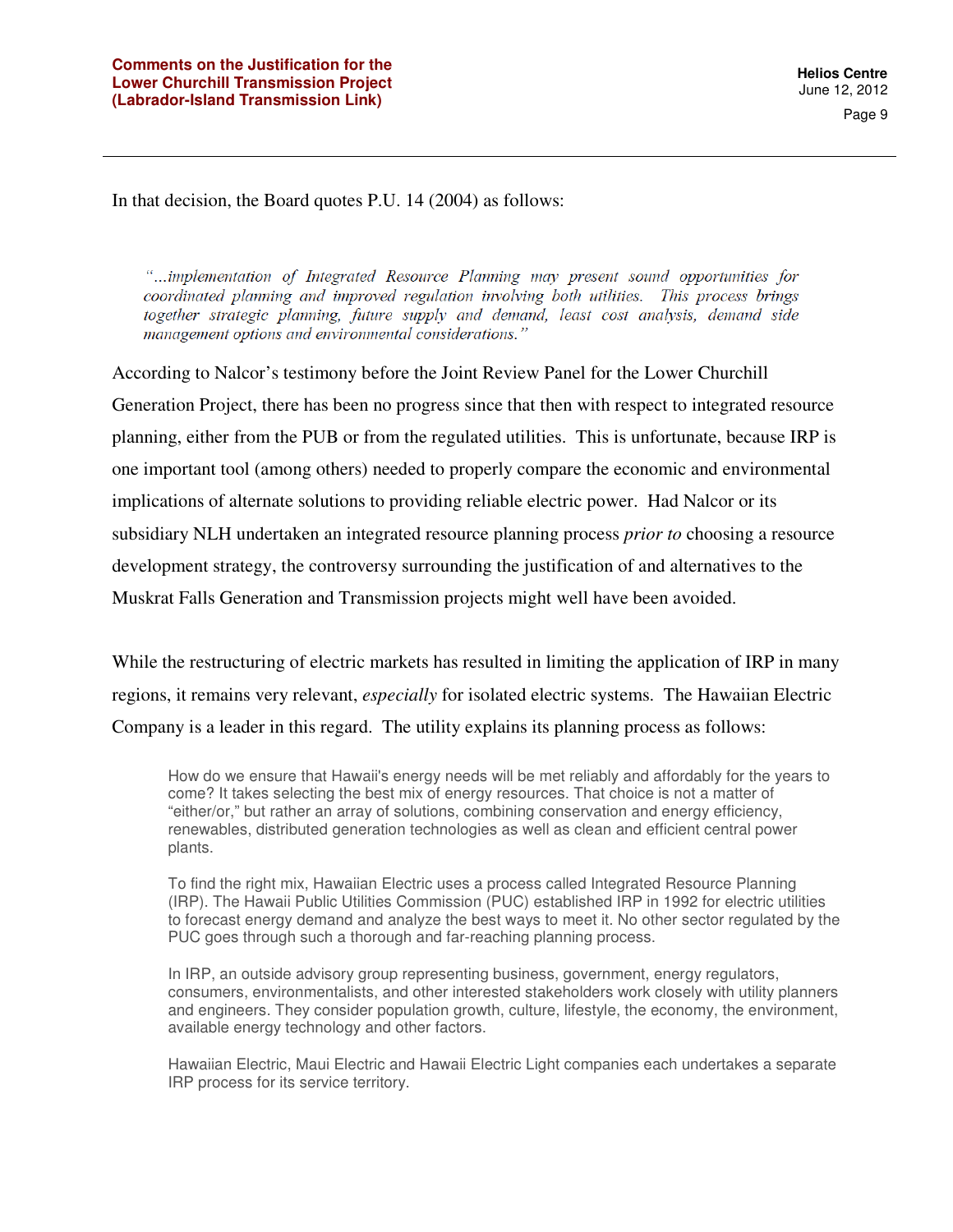In that decision, the Board quotes P.U. 14 (2004) as follows:

> *"...implementation of Integrated Resource Planning may present sound opportunities for coordinated planning and improved regulation involving both utilities. This process brings together strategic planning, future supply and demand, least cost analysis, demand side management options and environmental considerations."*

According to Nalcor's testimony before the Joint Review Panel for the Lower Churchill Generation Project, there has been no progress since that then with respect to integrated resource planning, either from the PUB or from the regulated utilities. This is unfortunate, because IRP is one important tool (among others) needed to properly compare the economic and environmental implications of alternate solutions to providing reliable electric power. Had Nalcor or its subsidiary NLH undertaken an integrated resource planning process *prior to* choosing a resource development strategy, the controversy surrounding the justification of and alternatives to the Muskrat Falls Generation and Transmission projects might well have been avoided.

While the restructuring of electric markets has resulted in limiting the application of IRP in many regions, it remains very relevant, *especially* for isolated electric systems. The Hawaiian Electric Company is a leader in this regard. The utility explains its planning process as follows:

> How do we ensure that Hawaii's energy needs will be met reliably and affordably for the years to come? It takes selecting the best mix of energy resources. That choice is not a matter of "either/or," but rather an array of solutions, combining conservation and energy efficiency, renewables, distributed generation technologies as well as clean and efficient central power plants.
>
> To find the right mix, Hawaiian Electric uses a process called Integrated Resource Planning (IRP). The Hawaii Public Utilities Commission (PUC) established IRP in 1992 for electric utilities to forecast energy demand and analyze the best ways to meet it. No other sector regulated by the PUC goes through such a thorough and far-reaching planning process.
>
> In IRP, an outside advisory group representing business, government, energy regulators, consumers, environmentalists, and other interested stakeholders work closely with utility planners and engineers. They consider population growth, culture, lifestyle, the economy, the environment, available energy technology and other factors.
>
> Hawaiian Electric, Maui Electric and Hawaii Electric Light companies each undertakes a separate IRP process for its service territory.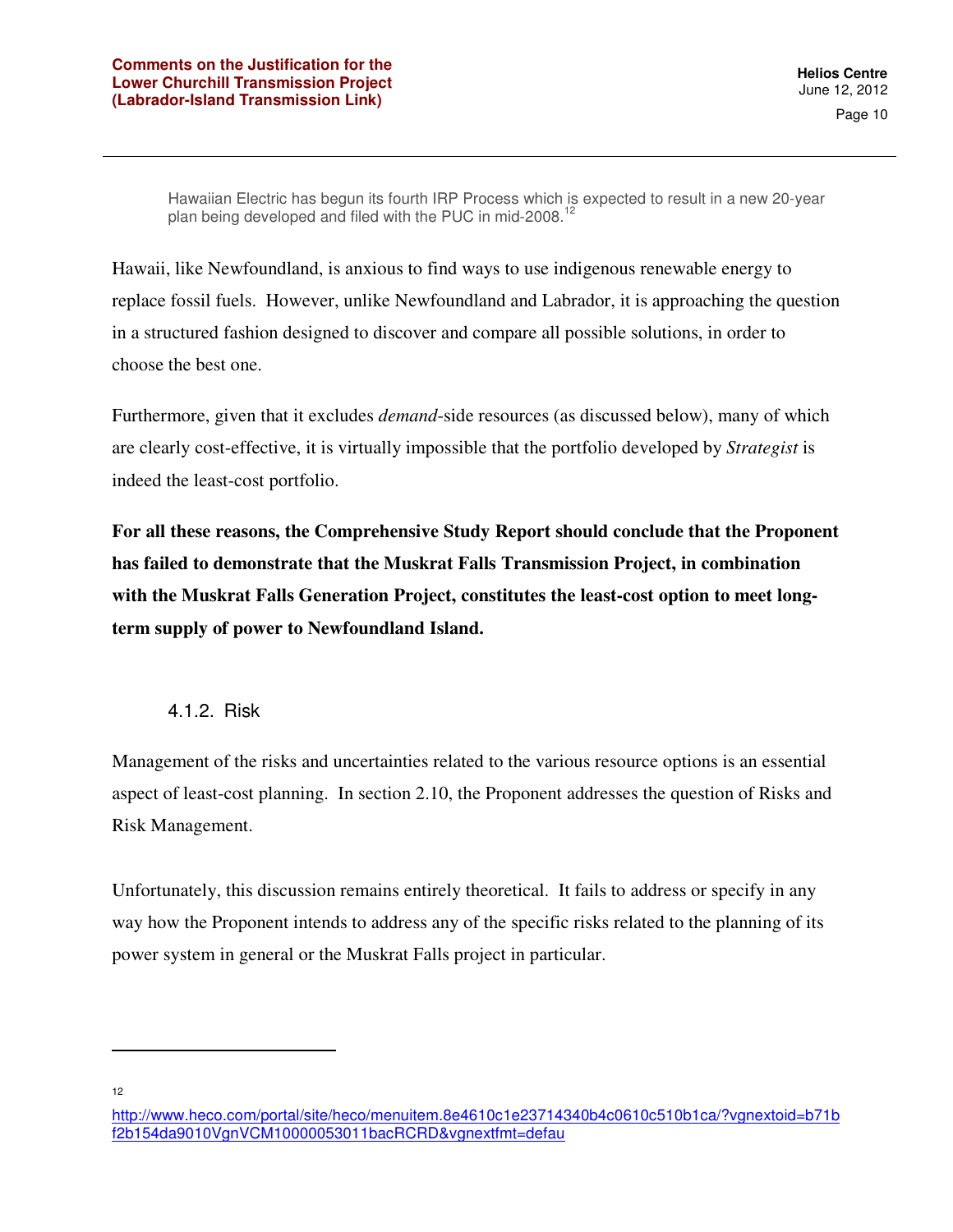> Hawaiian Electric has begun its fourth IRP Process which is expected to result in a new 20-year plan being developed and filed with the PUC in mid-2008.[12]

Hawaii, like Newfoundland, is anxious to find ways to use indigenous renewable energy to replace fossil fuels. However, unlike Newfoundland and Labrador, it is approaching the question in a structured fashion designed to discover and compare all possible solutions, in order to choose the best one.

Furthermore, given that it excludes *demand*-side resources (as discussed below), many of which are clearly cost-effective, it is virtually impossible that the portfolio developed by *Strategist* is indeed the least-cost portfolio.

**For all these reasons, the Comprehensive Study Report should conclude that the Proponent has failed to demonstrate that the Muskrat Falls Transmission Project, in combination with the Muskrat Falls Generation Project, constitutes the least-cost option to meet long-term supply of power to Newfoundland Island.**

#### 4.1.2. Risk

Management of the risks and uncertainties related to the various resource options is an essential aspect of least-cost planning. In section 2.10, the Proponent addresses the question of Risks and Risk Management.

Unfortunately, this discussion remains entirely theoretical. It fails to address or specify in any way how the Proponent intends to address any of the specific risks related to the planning of its power system in general or the Muskrat Falls project in particular.

---

[12] http://www.heco.com/portal/site/heco/menuitem.8e4610c1e23714340b4c0610c510b1ca/?vgnextoid=b71bf2b154da9010VgnVCM10000053011bacRCRD&vgnextfmt=defau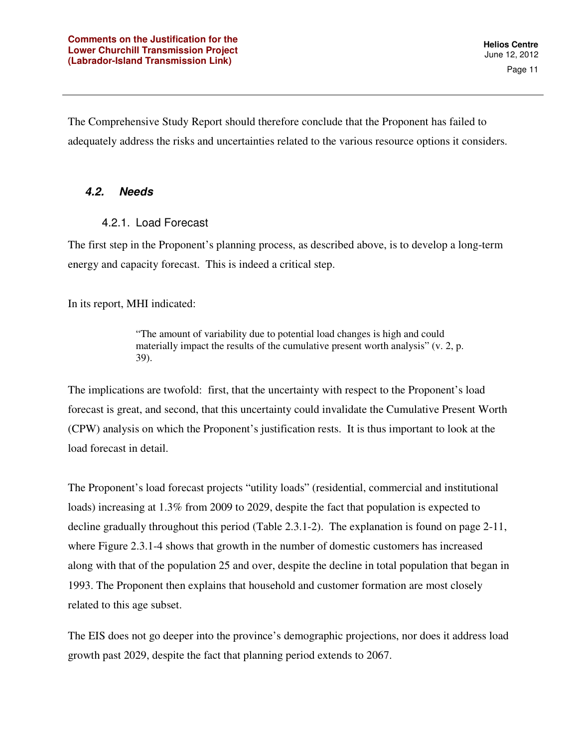The Comprehensive Study Report should therefore conclude that the Proponent has failed to adequately address the risks and uncertainties related to the various resource options it considers.

## *4.2. Needs*

### 4.2.1. Load Forecast

The first step in the Proponent's planning process, as described above, is to develop a long-term energy and capacity forecast. This is indeed a critical step.

In its report, MHI indicated:

> "The amount of variability due to potential load changes is high and could materially impact the results of the cumulative present worth analysis" (v. 2, p. 39).

The implications are twofold: first, that the uncertainty with respect to the Proponent's load forecast is great, and second, that this uncertainty could invalidate the Cumulative Present Worth (CPW) analysis on which the Proponent's justification rests. It is thus important to look at the load forecast in detail.

The Proponent's load forecast projects "utility loads" (residential, commercial and institutional loads) increasing at 1.3% from 2009 to 2029, despite the fact that population is expected to decline gradually throughout this period (Table 2.3.1-2). The explanation is found on page 2-11, where Figure 2.3.1-4 shows that growth in the number of domestic customers has increased along with that of the population 25 and over, despite the decline in total population that began in 1993. The Proponent then explains that household and customer formation are most closely related to this age subset.

The EIS does not go deeper into the province's demographic projections, nor does it address load growth past 2029, despite the fact that planning period extends to 2067.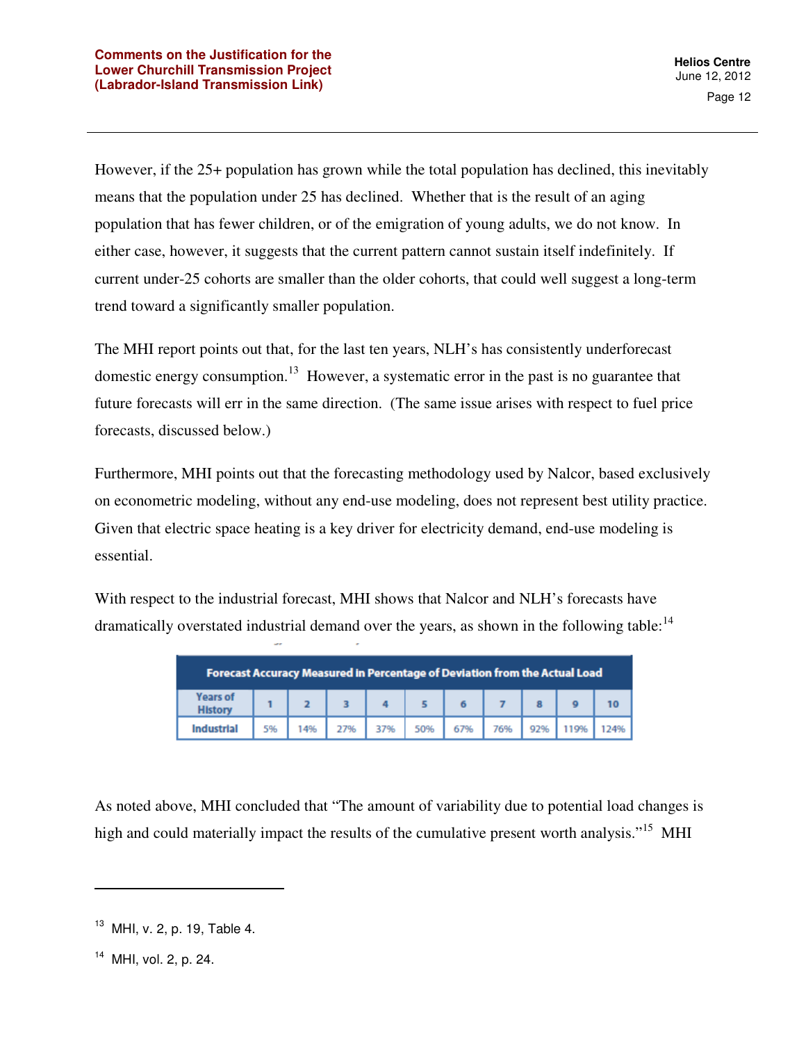However, if the 25+ population has grown while the total population has declined, this inevitably means that the population under 25 has declined. Whether that is the result of an aging population that has fewer children, or of the emigration of young adults, we do not know. In either case, however, it suggests that the current pattern cannot sustain itself indefinitely. If current under-25 cohorts are smaller than the older cohorts, that could well suggest a long-term trend toward a significantly smaller population.

The MHI report points out that, for the last ten years, NLH's has consistently underforecast domestic energy consumption.[13] However, a systematic error in the past is no guarantee that future forecasts will err in the same direction. (The same issue arises with respect to fuel price forecasts, discussed below.)

Furthermore, MHI points out that the forecasting methodology used by Nalcor, based exclusively on econometric modeling, without any end-use modeling, does not represent best utility practice. Given that electric space heating is a key driver for electricity demand, end-use modeling is essential.

With respect to the industrial forecast, MHI shows that Nalcor and NLH's forecasts have dramatically overstated industrial demand over the years, as shown in the following table:[14]

| Forecast Accuracy Measured in Percentage of Deviation from the Actual Load | | | | | | | | | | |
|---|---|---|---|---|---|---|---|---|---|---|
| Years of History | 1 | 2 | 3 | 4 | 5 | 6 | 7 | 8 | 9 | 10 |
| Industrial | 5% | 14% | 27% | 37% | 50% | 67% | 76% | 92% | 119% | 124% |

As noted above, MHI concluded that "The amount of variability due to potential load changes is high and could materially impact the results of the cumulative present worth analysis."[15] MHI

---

[13] MHI, v. 2, p. 19, Table 4.

[14] MHI, vol. 2, p. 24.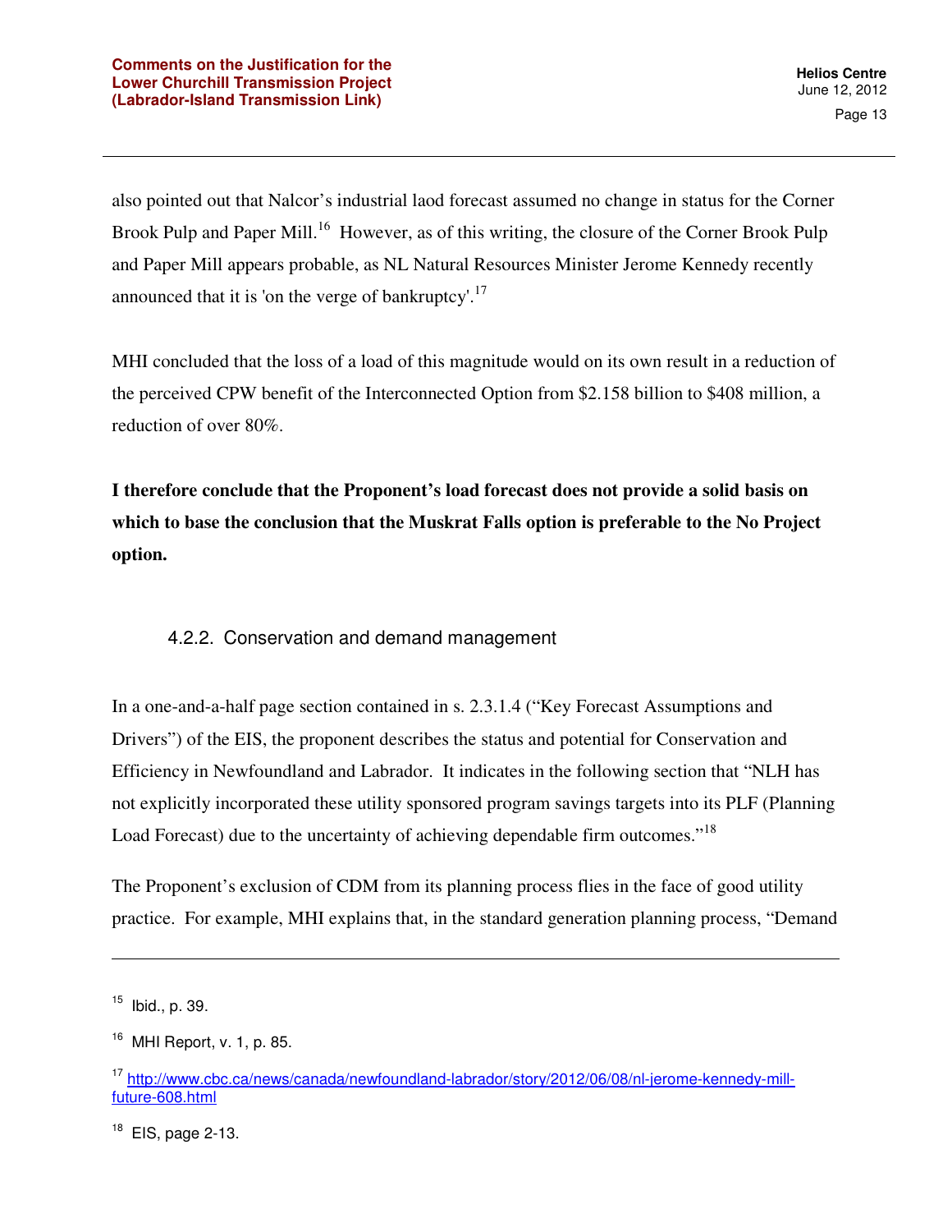also pointed out that Nalcor's industrial laod forecast assumed no change in status for the Corner Brook Pulp and Paper Mill.[16] However, as of this writing, the closure of the Corner Brook Pulp and Paper Mill appears probable, as NL Natural Resources Minister Jerome Kennedy recently announced that it is 'on the verge of bankruptcy'.[17]

MHI concluded that the loss of a load of this magnitude would on its own result in a reduction of the perceived CPW benefit of the Interconnected Option from $2.158 billion to $408 million, a reduction of over 80%.

**I therefore conclude that the Proponent's load forecast does not provide a solid basis on which to base the conclusion that the Muskrat Falls option is preferable to the No Project option.**

#### 4.2.2. Conservation and demand management

In a one-and-a-half page section contained in s. 2.3.1.4 ("Key Forecast Assumptions and Drivers") of the EIS, the proponent describes the status and potential for Conservation and Efficiency in Newfoundland and Labrador. It indicates in the following section that "NLH has not explicitly incorporated these utility sponsored program savings targets into its PLF (Planning Load Forecast) due to the uncertainty of achieving dependable firm outcomes."[18]

The Proponent's exclusion of CDM from its planning process flies in the face of good utility practice. For example, MHI explains that, in the standard generation planning process, "Demand

---

[15] Ibid., p. 39.

[16] MHI Report, v. 1, p. 85.

[17] http://www.cbc.ca/news/canada/newfoundland-labrador/story/2012/06/08/nl-jerome-kennedy-mill-future-608.html

[18] EIS, page 2-13.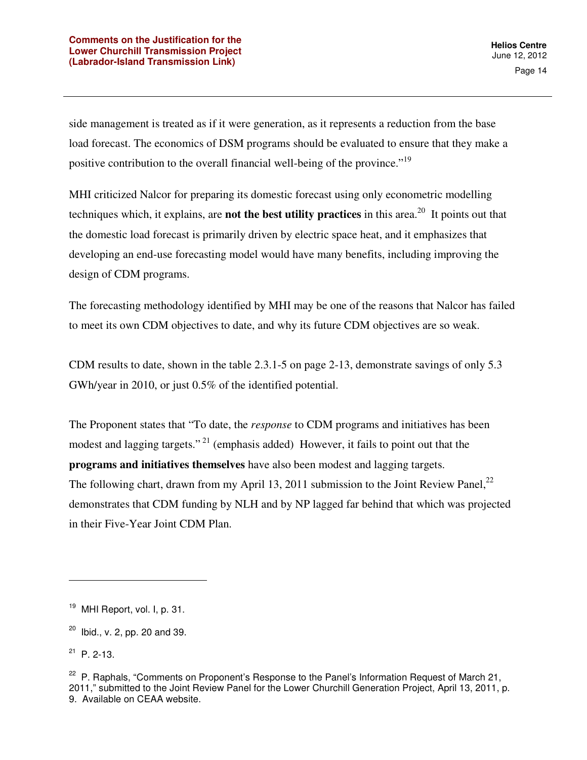side management is treated as if it were generation, as it represents a reduction from the base load forecast. The economics of DSM programs should be evaluated to ensure that they make a positive contribution to the overall financial well-being of the province."[19]

MHI criticized Nalcor for preparing its domestic forecast using only econometric modelling techniques which, it explains, are **not the best utility practices** in this area.[20] It points out that the domestic load forecast is primarily driven by electric space heat, and it emphasizes that developing an end-use forecasting model would have many benefits, including improving the design of CDM programs.

The forecasting methodology identified by MHI may be one of the reasons that Nalcor has failed to meet its own CDM objectives to date, and why its future CDM objectives are so weak.

CDM results to date, shown in the table 2.3.1-5 on page 2-13, demonstrate savings of only 5.3 GWh/year in 2010, or just 0.5% of the identified potential.

The Proponent states that "To date, the *response* to CDM programs and initiatives has been modest and lagging targets."[21] (emphasis added) However, it fails to point out that the **programs and initiatives themselves** have also been modest and lagging targets. The following chart, drawn from my April 13, 2011 submission to the Joint Review Panel,[22] demonstrates that CDM funding by NLH and by NP lagged far behind that which was projected in their Five-Year Joint CDM Plan.

---

[19] MHI Report, vol. I, p. 31.

[20] Ibid., v. 2, pp. 20 and 39.

[21] P. 2-13.

[22] P. Raphals, "Comments on Proponent's Response to the Panel's Information Request of March 21, 2011," submitted to the Joint Review Panel for the Lower Churchill Generation Project, April 13, 2011, p. 9. Available on CEAA website.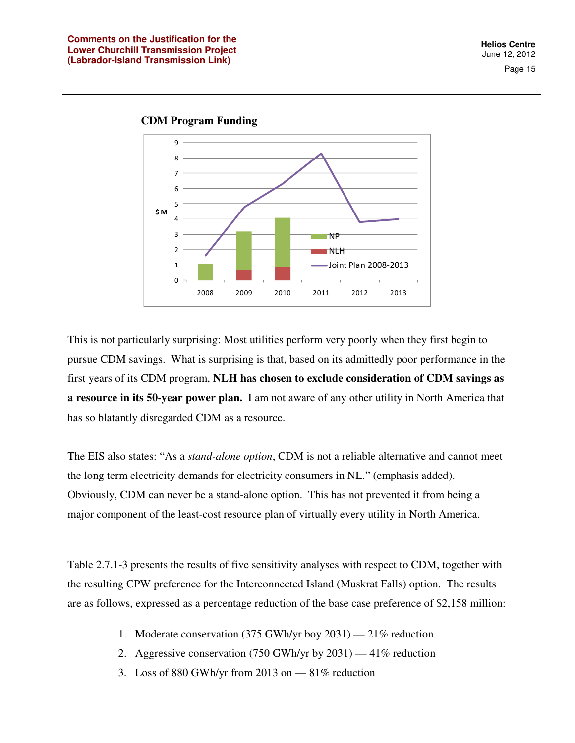**CDM Program Funding**

This is not particularly surprising: Most utilities perform very poorly when they first begin to pursue CDM savings. What is surprising is that, based on its admittedly poor performance in the first years of its CDM program, **NLH has chosen to exclude consideration of CDM savings as a resource in its 50-year power plan.** I am not aware of any other utility in North America that has so blatantly disregarded CDM as a resource.

The EIS also states: "As a *stand-alone option*, CDM is not a reliable alternative and cannot meet the long term electricity demands for electricity consumers in NL." (emphasis added). Obviously, CDM can never be a stand-alone option. This has not prevented it from being a major component of the least-cost resource plan of virtually every utility in North America.

Table 2.7.1-3 presents the results of five sensitivity analyses with respect to CDM, together with the resulting CPW preference for the Interconnected Island (Muskrat Falls) option. The results are as follows, expressed as a percentage reduction of the base case preference of $2,158 million:

1. Moderate conservation (375 GWh/yr boy 2031) — 21% reduction
2. Aggressive conservation (750 GWh/yr by 2031) — 41% reduction
3. Loss of 880 GWh/yr from 2013 on — 81% reduction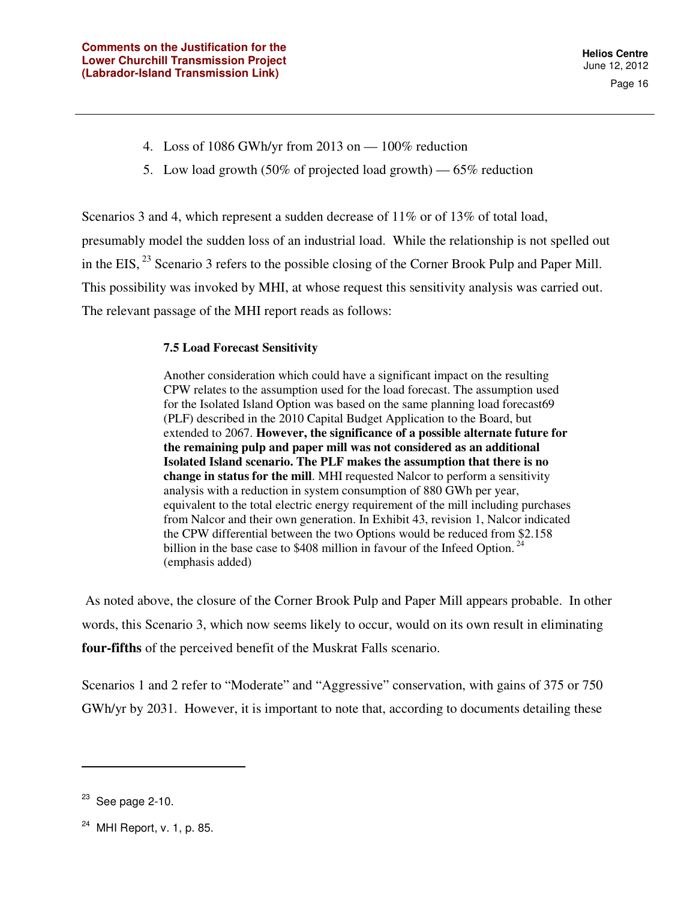4. Loss of 1086 GWh/yr from 2013 on — 100% reduction
5. Low load growth (50% of projected load growth) — 65% reduction

Scenarios 3 and 4, which represent a sudden decrease of 11% or of 13% of total load, presumably model the sudden loss of an industrial load. While the relationship is not spelled out in the EIS,[23] Scenario 3 refers to the possible closing of the Corner Brook Pulp and Paper Mill. This possibility was invoked by MHI, at whose request this sensitivity analysis was carried out. The relevant passage of the MHI report reads as follows:

> **7.5 Load Forecast Sensitivity**
>
> Another consideration which could have a significant impact on the resulting CPW relates to the assumption used for the load forecast. The assumption used for the Isolated Island Option was based on the same planning load forecast69 (PLF) described in the 2010 Capital Budget Application to the Board, but extended to 2067. **However, the significance of a possible alternate future for the remaining pulp and paper mill was not considered as an additional Isolated Island scenario. The PLF makes the assumption that there is no change in status for the mill**. MHI requested Nalcor to perform a sensitivity analysis with a reduction in system consumption of 880 GWh per year, equivalent to the total electric energy requirement of the mill including purchases from Nalcor and their own generation. In Exhibit 43, revision 1, Nalcor indicated the CPW differential between the two Options would be reduced from $2.158 billion in the base case to $408 million in favour of the Infeed Option.[24] (emphasis added)

As noted above, the closure of the Corner Brook Pulp and Paper Mill appears probable. In other words, this Scenario 3, which now seems likely to occur, would on its own result in eliminating **four-fifths** of the perceived benefit of the Muskrat Falls scenario.

Scenarios 1 and 2 refer to "Moderate" and "Aggressive" conservation, with gains of 375 or 750 GWh/yr by 2031. However, it is important to note that, according to documents detailing these

---

[23] See page 2-10.

[24] MHI Report, v. 1, p. 85.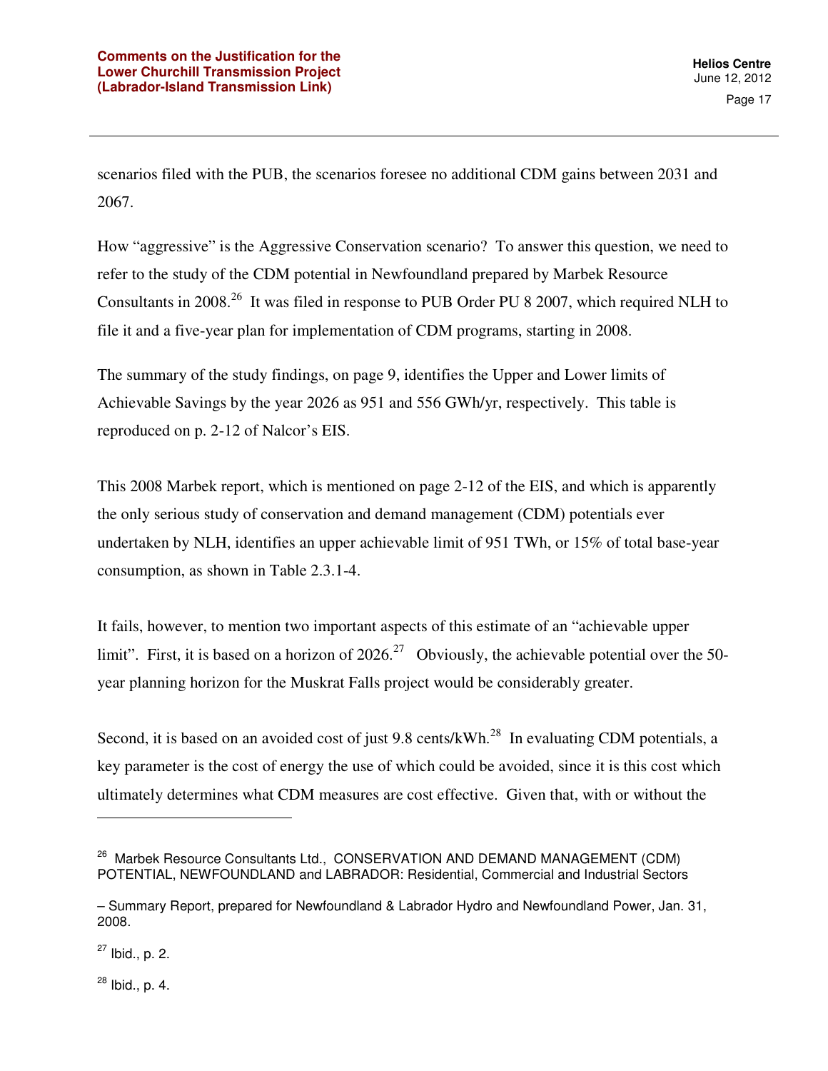scenarios filed with the PUB, the scenarios foresee no additional CDM gains between 2031 and 2067.

How "aggressive" is the Aggressive Conservation scenario? To answer this question, we need to refer to the study of the CDM potential in Newfoundland prepared by Marbek Resource Consultants in 2008.[26] It was filed in response to PUB Order PU 8 2007, which required NLH to file it and a five-year plan for implementation of CDM programs, starting in 2008.

The summary of the study findings, on page 9, identifies the Upper and Lower limits of Achievable Savings by the year 2026 as 951 and 556 GWh/yr, respectively. This table is reproduced on p. 2-12 of Nalcor's EIS.

This 2008 Marbek report, which is mentioned on page 2-12 of the EIS, and which is apparently the only serious study of conservation and demand management (CDM) potentials ever undertaken by NLH, identifies an upper achievable limit of 951 TWh, or 15% of total base-year consumption, as shown in Table 2.3.1-4.

It fails, however, to mention two important aspects of this estimate of an "achievable upper limit". First, it is based on a horizon of 2026.[27] Obviously, the achievable potential over the 50-year planning horizon for the Muskrat Falls project would be considerably greater.

Second, it is based on an avoided cost of just 9.8 cents/kWh.[28] In evaluating CDM potentials, a key parameter is the cost of energy the use of which could be avoided, since it is this cost which ultimately determines what CDM measures are cost effective. Given that, with or without the

---

[26] Marbek Resource Consultants Ltd., CONSERVATION AND DEMAND MANAGEMENT (CDM) POTENTIAL, NEWFOUNDLAND and LABRADOR: Residential, Commercial and Industrial Sectors – Summary Report, prepared for Newfoundland & Labrador Hydro and Newfoundland Power, Jan. 31, 2008.

[27] Ibid., p. 2.

[28] Ibid., p. 4.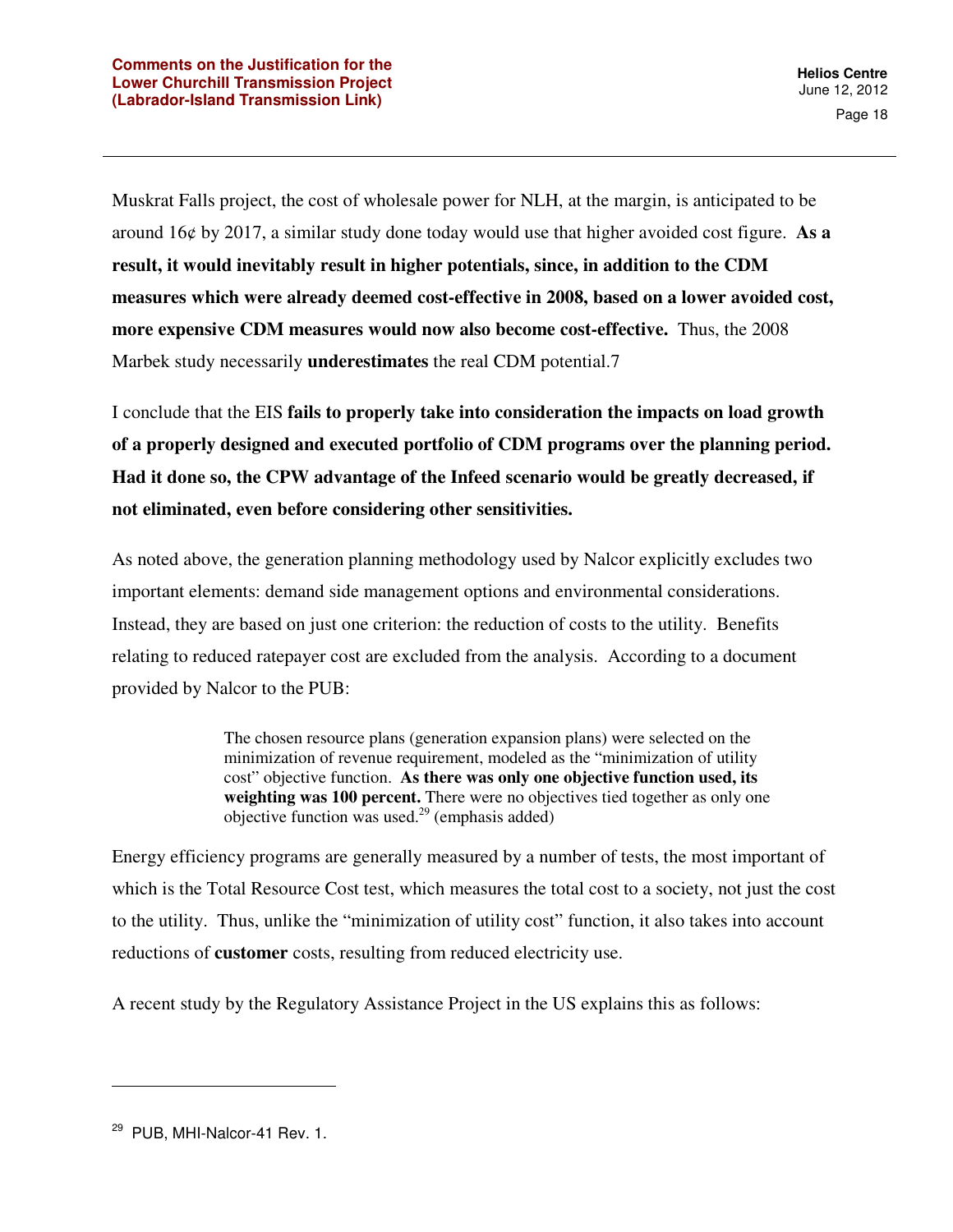Muskrat Falls project, the cost of wholesale power for NLH, at the margin, is anticipated to be around 16¢ by 2017, a similar study done today would use that higher avoided cost figure. **As a result, it would inevitably result in higher potentials, since, in addition to the CDM measures which were already deemed cost-effective in 2008, based on a lower avoided cost, more expensive CDM measures would now also become cost-effective.** Thus, the 2008 Marbek study necessarily **underestimates** the real CDM potential.7

I conclude that the EIS **fails to properly take into consideration the impacts on load growth of a properly designed and executed portfolio of CDM programs over the planning period. Had it done so, the CPW advantage of the Infeed scenario would be greatly decreased, if not eliminated, even before considering other sensitivities.**

As noted above, the generation planning methodology used by Nalcor explicitly excludes two important elements: demand side management options and environmental considerations. Instead, they are based on just one criterion: the reduction of costs to the utility. Benefits relating to reduced ratepayer cost are excluded from the analysis. According to a document provided by Nalcor to the PUB:

> The chosen resource plans (generation expansion plans) were selected on the minimization of revenue requirement, modeled as the "minimization of utility cost" objective function. **As there was only one objective function used, its weighting was 100 percent.** There were no objectives tied together as only one objective function was used.[29] (emphasis added)

Energy efficiency programs are generally measured by a number of tests, the most important of which is the Total Resource Cost test, which measures the total cost to a society, not just the cost to the utility. Thus, unlike the "minimization of utility cost" function, it also takes into account reductions of **customer** costs, resulting from reduced electricity use.

A recent study by the Regulatory Assistance Project in the US explains this as follows:

---

[29] PUB, MHI-Nalcor-41 Rev. 1.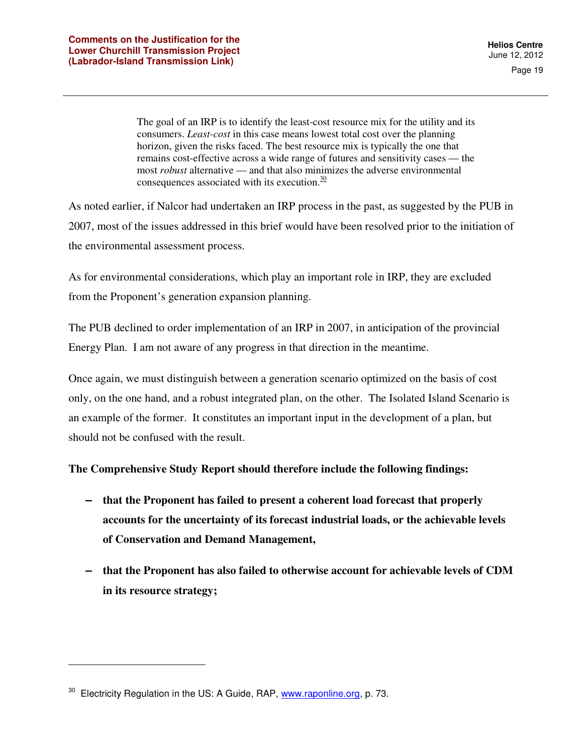> The goal of an IRP is to identify the least-cost resource mix for the utility and its consumers. *Least-cost* in this case means lowest total cost over the planning horizon, given the risks faced. The best resource mix is typically the one that remains cost-effective across a wide range of futures and sensitivity cases — the most *robust* alternative — and that also minimizes the adverse environmental consequences associated with its execution.[30]

As noted earlier, if Nalcor had undertaken an IRP process in the past, as suggested by the PUB in 2007, most of the issues addressed in this brief would have been resolved prior to the initiation of the environmental assessment process.

As for environmental considerations, which play an important role in IRP, they are excluded from the Proponent's generation expansion planning.

The PUB declined to order implementation of an IRP in 2007, in anticipation of the provincial Energy Plan. I am not aware of any progress in that direction in the meantime.

Once again, we must distinguish between a generation scenario optimized on the basis of cost only, on the one hand, and a robust integrated plan, on the other. The Isolated Island Scenario is an example of the former. It constitutes an important input in the development of a plan, but should not be confused with the result.

**The Comprehensive Study Report should therefore include the following findings:**

- **that the Proponent has failed to present a coherent load forecast that properly accounts for the uncertainty of its forecast industrial loads, or the achievable levels of Conservation and Demand Management,**
- **that the Proponent has also failed to otherwise account for achievable levels of CDM in its resource strategy;**

---

[30] Electricity Regulation in the US: A Guide, RAP, www.raponline.org, p. 73.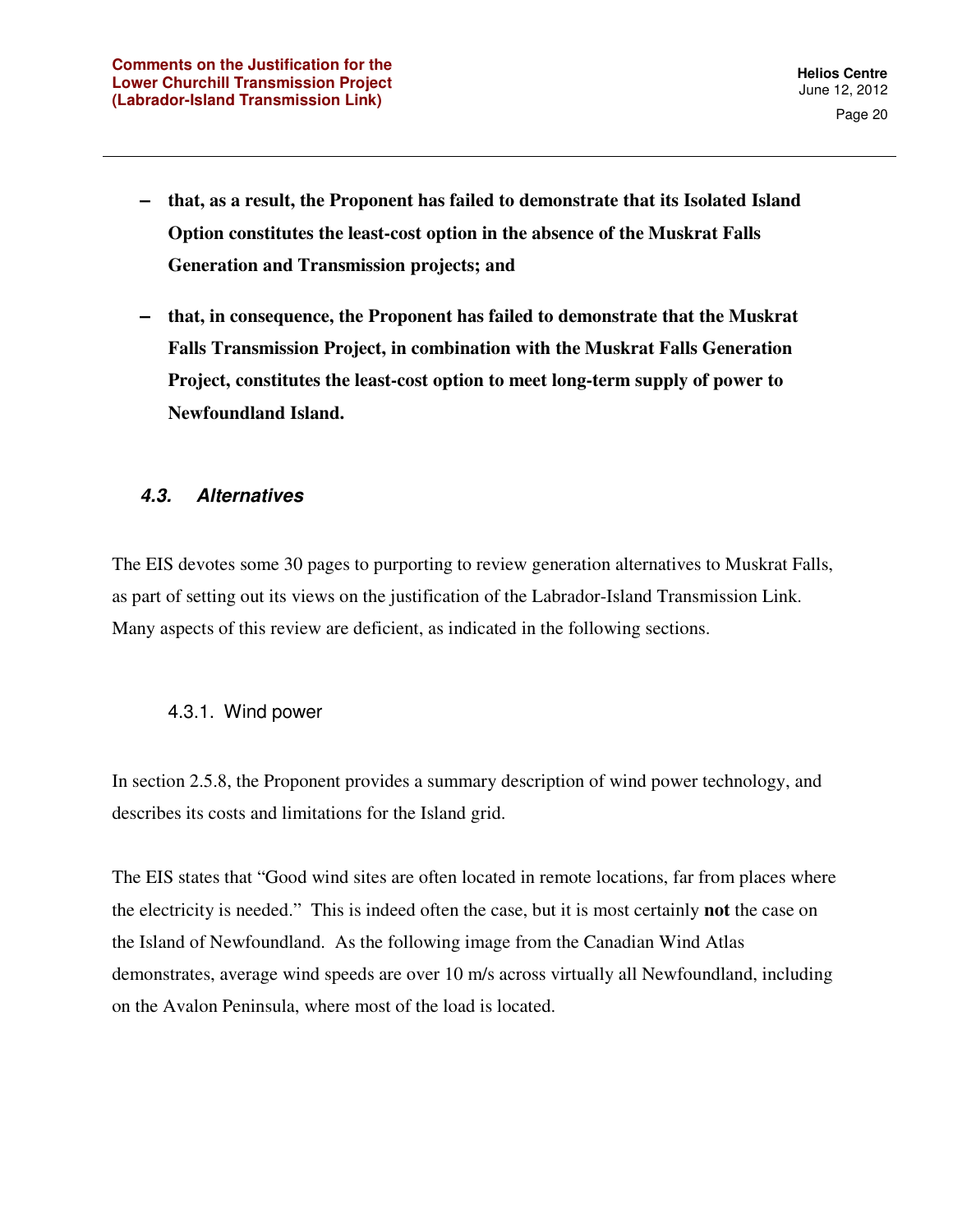- **that, as a result, the Proponent has failed to demonstrate that its Isolated Island Option constitutes the least-cost option in the absence of the Muskrat Falls Generation and Transmission projects; and**
- **that, in consequence, the Proponent has failed to demonstrate that the Muskrat Falls Transmission Project, in combination with the Muskrat Falls Generation Project, constitutes the least-cost option to meet long-term supply of power to Newfoundland Island.**

### *4.3. Alternatives*

The EIS devotes some 30 pages to purporting to review generation alternatives to Muskrat Falls, as part of setting out its views on the justification of the Labrador-Island Transmission Link. Many aspects of this review are deficient, as indicated in the following sections.

#### 4.3.1. Wind power

In section 2.5.8, the Proponent provides a summary description of wind power technology, and describes its costs and limitations for the Island grid.

The EIS states that "Good wind sites are often located in remote locations, far from places where the electricity is needed." This is indeed often the case, but it is most certainly **not** the case on the Island of Newfoundland. As the following image from the Canadian Wind Atlas demonstrates, average wind speeds are over 10 m/s across virtually all Newfoundland, including on the Avalon Peninsula, where most of the load is located.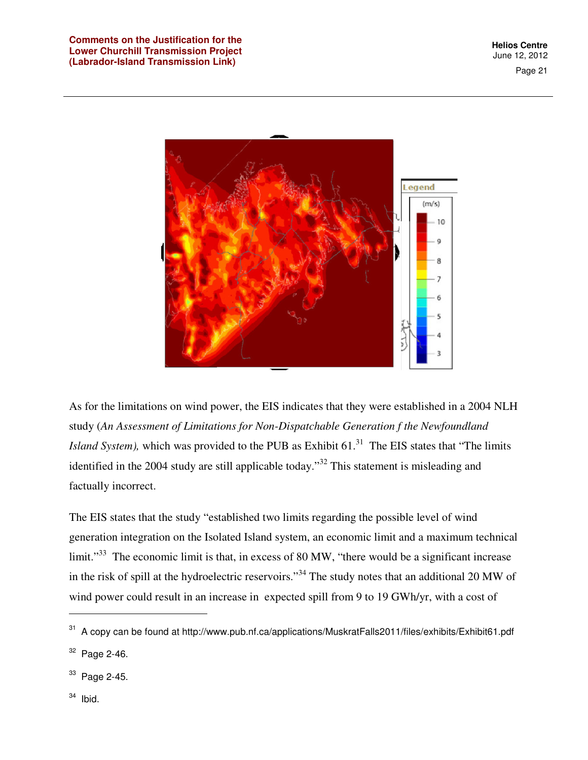As for the limitations on wind power, the EIS indicates that they were established in a 2004 NLH study (*An Assessment of Limitations for Non-Dispatchable Generation f the Newfoundland Island System),* which was provided to the PUB as Exhibit 61.[31] The EIS states that "The limits identified in the 2004 study are still applicable today."[32] This statement is misleading and factually incorrect.

The EIS states that the study "established two limits regarding the possible level of wind generation integration on the Isolated Island system, an economic limit and a maximum technical limit."[33] The economic limit is that, in excess of 80 MW, "there would be a significant increase in the risk of spill at the hydroelectric reservoirs."[34] The study notes that an additional 20 MW of wind power could result in an increase in expected spill from 9 to 19 GWh/yr, with a cost of

---

[31] A copy can be found at http://www.pub.nf.ca/applications/MuskratFalls2011/files/exhibits/Exhibit61.pdf

[32] Page 2-46.

[33] Page 2-45.

[34] Ibid.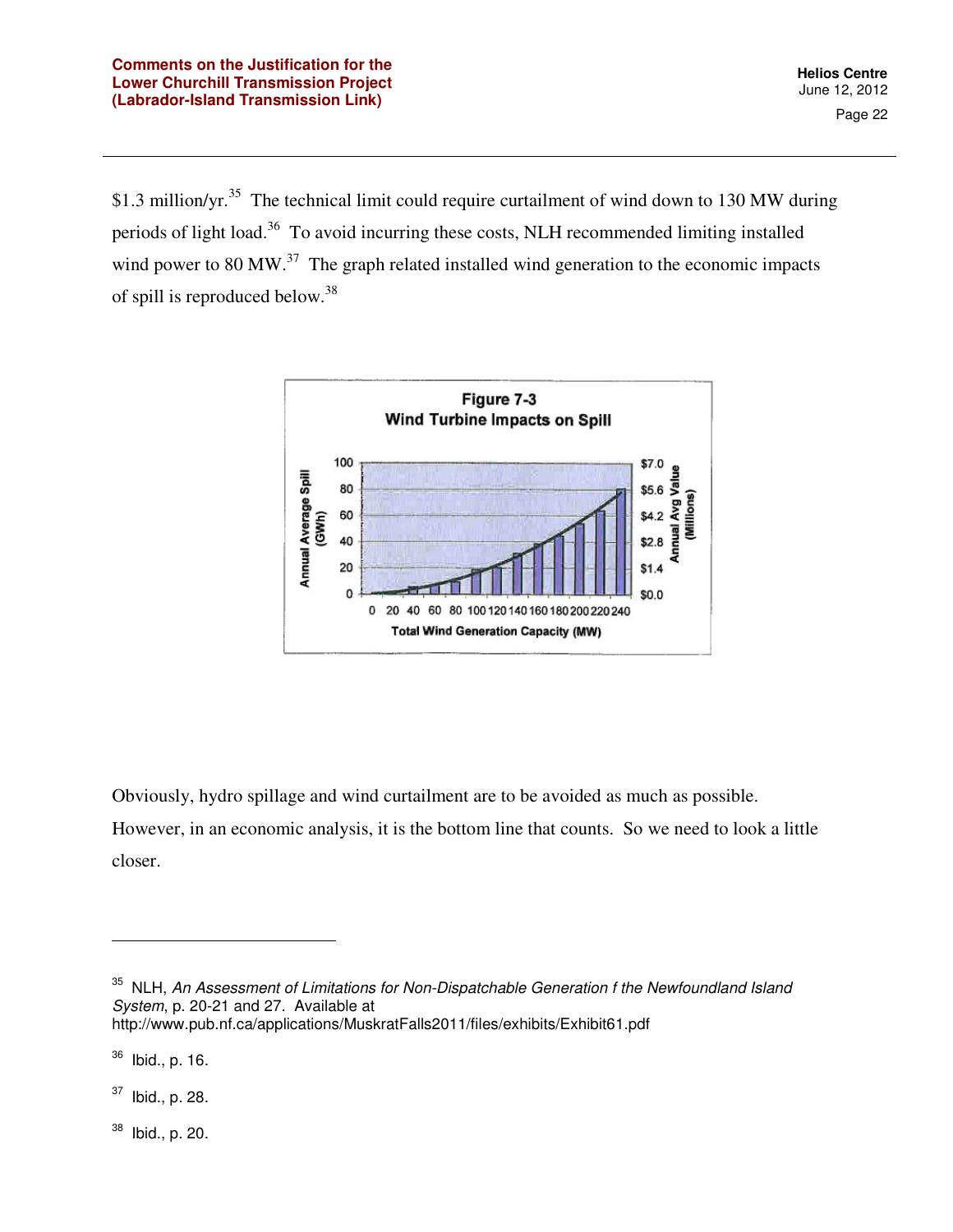$1.3 million/yr.[35] The technical limit could require curtailment of wind down to 130 MW during periods of light load.[36] To avoid incurring these costs, NLH recommended limiting installed wind power to 80 MW.[37] The graph related installed wind generation to the economic impacts of spill is reproduced below.[38]

Figure 7-3
Wind Turbine Impacts on Spill

Obviously, hydro spillage and wind curtailment are to be avoided as much as possible. However, in an economic analysis, it is the bottom line that counts. So we need to look a little closer.

---

[35] NLH, *An Assessment of Limitations for Non-Dispatchable Generation f the Newfoundland Island System*, p. 20-21 and 27. Available at http://www.pub.nf.ca/applications/MuskratFalls2011/files/exhibits/Exhibit61.pdf

[36] Ibid., p. 16.

[37] Ibid., p. 28.

[38] Ibid., p. 20.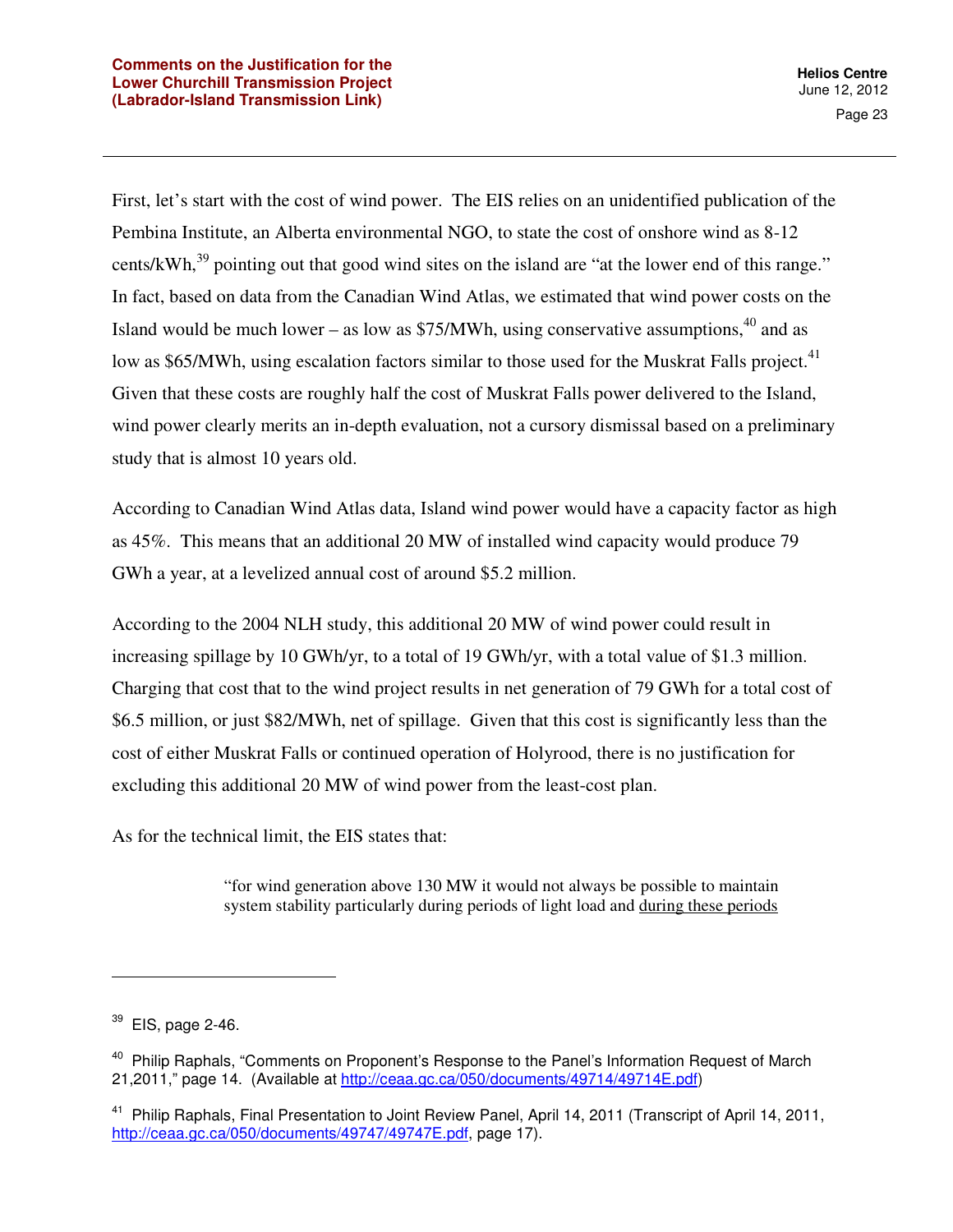First, let's start with the cost of wind power. The EIS relies on an unidentified publication of the Pembina Institute, an Alberta environmental NGO, to state the cost of onshore wind as 8-12 cents/kWh,[39] pointing out that good wind sites on the island are "at the lower end of this range." In fact, based on data from the Canadian Wind Atlas, we estimated that wind power costs on the Island would be much lower – as low as $75/MWh, using conservative assumptions,[40] and as low as $65/MWh, using escalation factors similar to those used for the Muskrat Falls project.[41] Given that these costs are roughly half the cost of Muskrat Falls power delivered to the Island, wind power clearly merits an in-depth evaluation, not a cursory dismissal based on a preliminary study that is almost 10 years old.

According to Canadian Wind Atlas data, Island wind power would have a capacity factor as high as 45%. This means that an additional 20 MW of installed wind capacity would produce 79 GWh a year, at a levelized annual cost of around $5.2 million.

According to the 2004 NLH study, this additional 20 MW of wind power could result in increasing spillage by 10 GWh/yr, to a total of 19 GWh/yr, with a total value of $1.3 million. Charging that cost that to the wind project results in net generation of 79 GWh for a total cost of $6.5 million, or just $82/MWh, net of spillage. Given that this cost is significantly less than the cost of either Muskrat Falls or continued operation of Holyrood, there is no justification for excluding this additional 20 MW of wind power from the least-cost plan.

As for the technical limit, the EIS states that:

> "for wind generation above 130 MW it would not always be possible to maintain system stability particularly during periods of light load and <u>during these periods</u>

---

[39] EIS, page 2-46.

[40] Philip Raphals, "Comments on Proponent's Response to the Panel's Information Request of March 21,2011," page 14. (Available at http://ceaa.gc.ca/050/documents/49714/49714E.pdf)

[41] Philip Raphals, Final Presentation to Joint Review Panel, April 14, 2011 (Transcript of April 14, 2011, http://ceaa.gc.ca/050/documents/49747/49747E.pdf, page 17).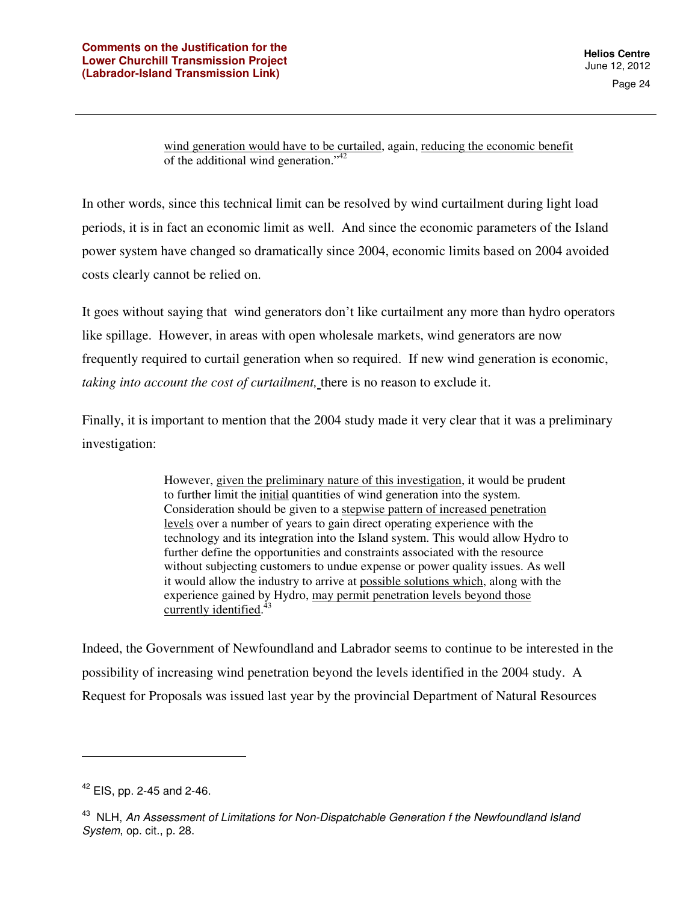> <u>wind generation would have to be curtailed</u>, again, <u>reducing the economic benefit</u> of the additional wind generation."[42]

In other words, since this technical limit can be resolved by wind curtailment during light load periods, it is in fact an economic limit as well. And since the economic parameters of the Island power system have changed so dramatically since 2004, economic limits based on 2004 avoided costs clearly cannot be relied on.

It goes without saying that wind generators don't like curtailment any more than hydro operators like spillage. However, in areas with open wholesale markets, wind generators are now frequently required to curtail generation when so required. If new wind generation is economic, *taking into account the cost of curtailment,* there is no reason to exclude it.

Finally, it is important to mention that the 2004 study made it very clear that it was a preliminary investigation:

> However, <u>given the preliminary nature of this investigation</u>, it would be prudent to further limit the <u>initial</u> quantities of wind generation into the system. Consideration should be given to a <u>stepwise pattern of increased penetration levels</u> over a number of years to gain direct operating experience with the technology and its integration into the Island system. This would allow Hydro to further define the opportunities and constraints associated with the resource without subjecting customers to undue expense or power quality issues. As well it would allow the industry to arrive at <u>possible solutions which</u>, along with the experience gained by Hydro, <u>may permit penetration levels beyond those currently identified</u>.[43]

Indeed, the Government of Newfoundland and Labrador seems to continue to be interested in the possibility of increasing wind penetration beyond the levels identified in the 2004 study. A Request for Proposals was issued last year by the provincial Department of Natural Resources

---

[42] EIS, pp. 2-45 and 2-46.

[43] NLH, *An Assessment of Limitations for Non-Dispatchable Generation f the Newfoundland Island System*, op. cit., p. 28.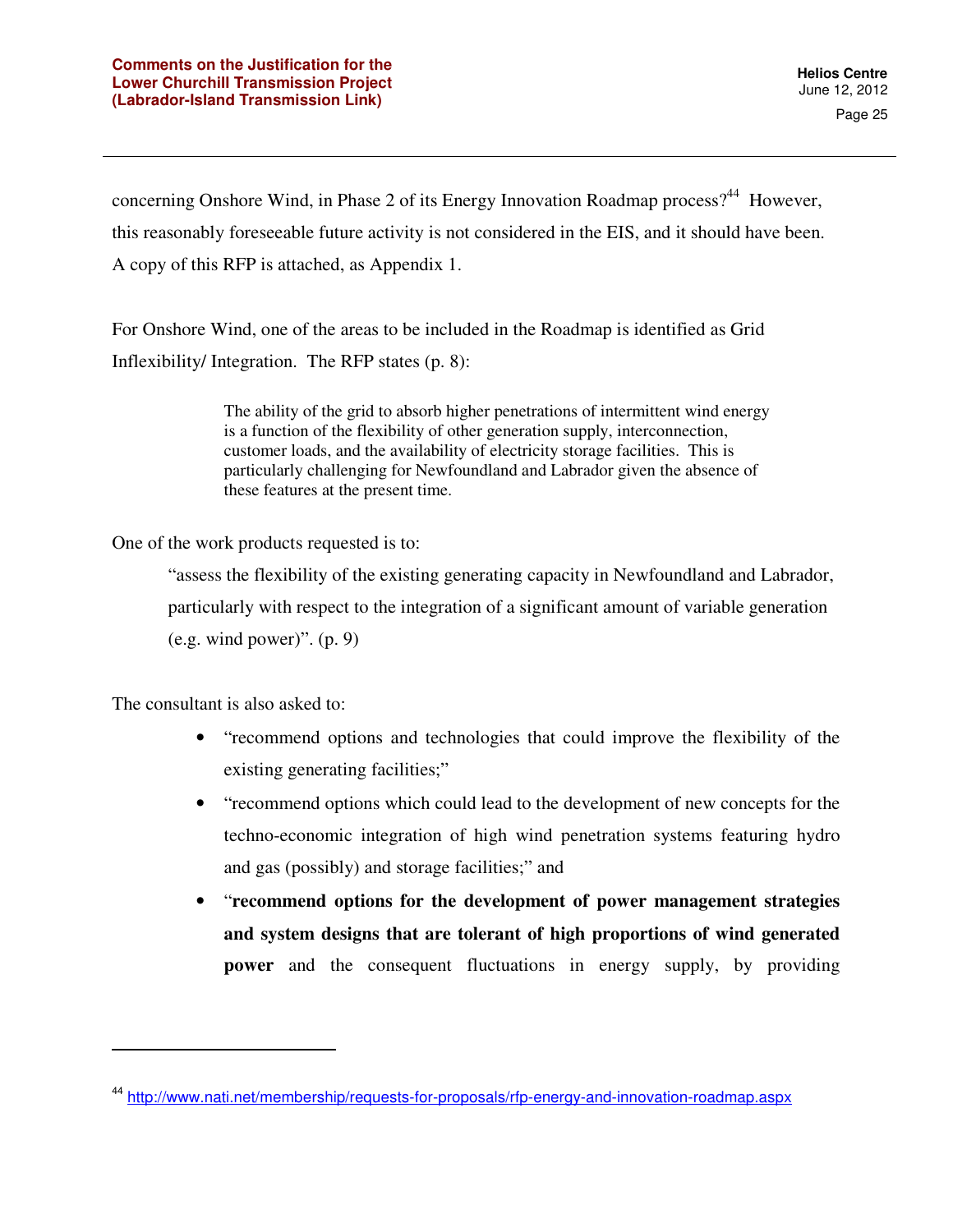concerning Onshore Wind, in Phase 2 of its Energy Innovation Roadmap process?[44] However, this reasonably foreseeable future activity is not considered in the EIS, and it should have been. A copy of this RFP is attached, as Appendix 1.

For Onshore Wind, one of the areas to be included in the Roadmap is identified as Grid Inflexibility/ Integration. The RFP states (p. 8):

> The ability of the grid to absorb higher penetrations of intermittent wind energy is a function of the flexibility of other generation supply, interconnection, customer loads, and the availability of electricity storage facilities. This is particularly challenging for Newfoundland and Labrador given the absence of these features at the present time.

One of the work products requested is to:

> "assess the flexibility of the existing generating capacity in Newfoundland and Labrador, particularly with respect to the integration of a significant amount of variable generation (e.g. wind power)". (p. 9)

The consultant is also asked to:

- "recommend options and technologies that could improve the flexibility of the existing generating facilities;"
- "recommend options which could lead to the development of new concepts for the techno-economic integration of high wind penetration systems featuring hydro and gas (possibly) and storage facilities;" and
- "**recommend options for the development of power management strategies and system designs that are tolerant of high proportions of wind generated power** and the consequent fluctuations in energy supply, by providing

[44] http://www.nati.net/membership/requests-for-proposals/rfp-energy-and-innovation-roadmap.aspx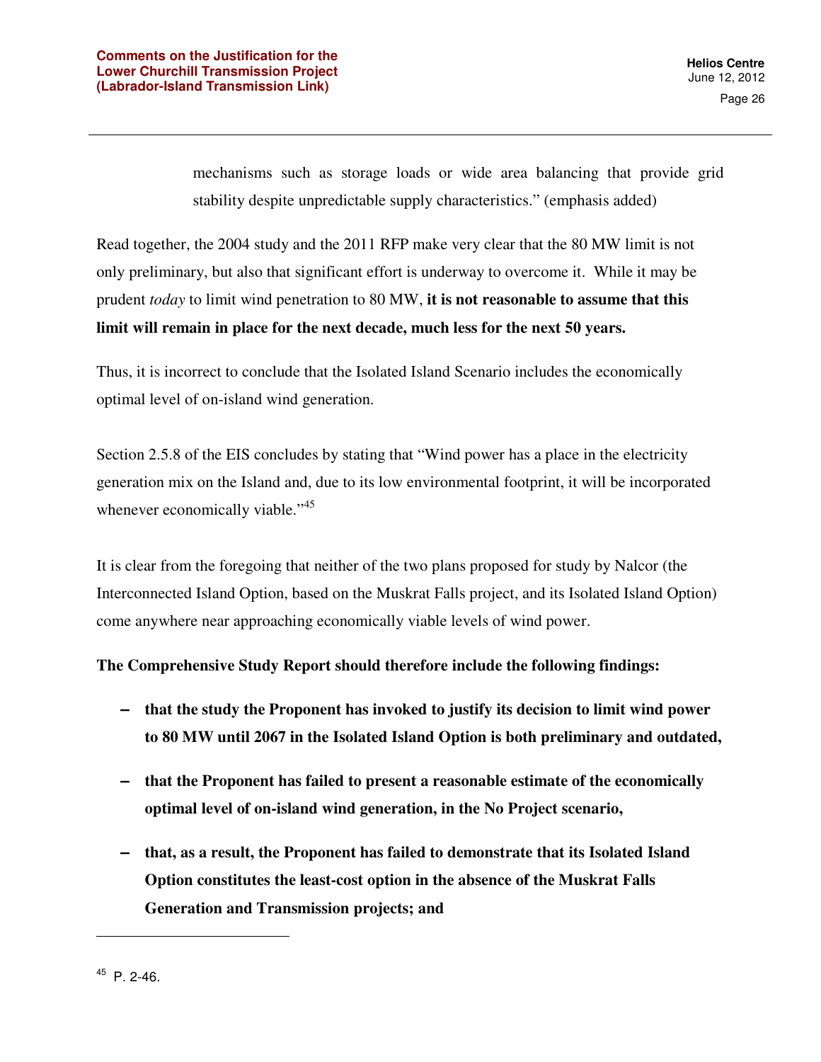mechanisms such as storage loads or wide area balancing that provide grid stability despite unpredictable supply characteristics." (emphasis added)

Read together, the 2004 study and the 2011 RFP make very clear that the 80 MW limit is not only preliminary, but also that significant effort is underway to overcome it. While it may be prudent *today* to limit wind penetration to 80 MW, **it is not reasonable to assume that this limit will remain in place for the next decade, much less for the next 50 years.**

Thus, it is incorrect to conclude that the Isolated Island Scenario includes the economically optimal level of on-island wind generation.

Section 2.5.8 of the EIS concludes by stating that "Wind power has a place in the electricity generation mix on the Island and, due to its low environmental footprint, it will be incorporated whenever economically viable."[45]

It is clear from the foregoing that neither of the two plans proposed for study by Nalcor (the Interconnected Island Option, based on the Muskrat Falls project, and its Isolated Island Option) come anywhere near approaching economically viable levels of wind power.

**The Comprehensive Study Report should therefore include the following findings:**

- **that the study the Proponent has invoked to justify its decision to limit wind power to 80 MW until 2067 in the Isolated Island Option is both preliminary and outdated,**
- **that the Proponent has failed to present a reasonable estimate of the economically optimal level of on-island wind generation, in the No Project scenario,**
- **that, as a result, the Proponent has failed to demonstrate that its Isolated Island Option constitutes the least-cost option in the absence of the Muskrat Falls Generation and Transmission projects; and**

---

[45] P. 2-46.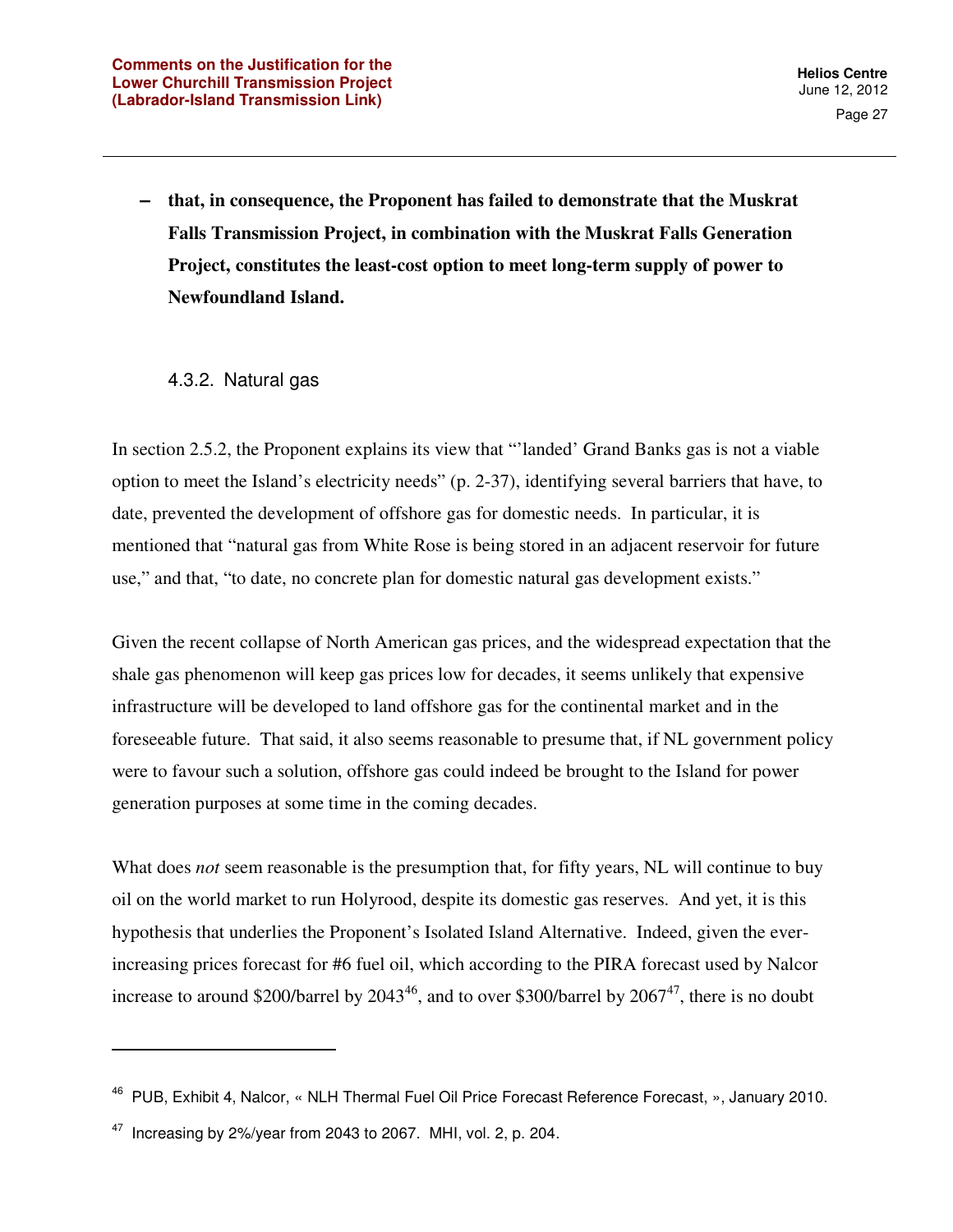- **that, in consequence, the Proponent has failed to demonstrate that the Muskrat Falls Transmission Project, in combination with the Muskrat Falls Generation Project, constitutes the least-cost option to meet long-term supply of power to Newfoundland Island.**

### 4.3.2. Natural gas

In section 2.5.2, the Proponent explains its view that "'landed' Grand Banks gas is not a viable option to meet the Island's electricity needs" (p. 2-37), identifying several barriers that have, to date, prevented the development of offshore gas for domestic needs. In particular, it is mentioned that "natural gas from White Rose is being stored in an adjacent reservoir for future use," and that, "to date, no concrete plan for domestic natural gas development exists."

Given the recent collapse of North American gas prices, and the widespread expectation that the shale gas phenomenon will keep gas prices low for decades, it seems unlikely that expensive infrastructure will be developed to land offshore gas for the continental market and in the foreseeable future. That said, it also seems reasonable to presume that, if NL government policy were to favour such a solution, offshore gas could indeed be brought to the Island for power generation purposes at some time in the coming decades.

What does *not* seem reasonable is the presumption that, for fifty years, NL will continue to buy oil on the world market to run Holyrood, despite its domestic gas reserves. And yet, it is this hypothesis that underlies the Proponent's Isolated Island Alternative. Indeed, given the ever-increasing prices forecast for #6 fuel oil, which according to the PIRA forecast used by Nalcor increase to around \$200/barrel by 2043[46], and to over \$300/barrel by 2067[47], there is no doubt

---

[46] PUB, Exhibit 4, Nalcor, « NLH Thermal Fuel Oil Price Forecast Reference Forecast, », January 2010.

[47] Increasing by 2%/year from 2043 to 2067. MHI, vol. 2, p. 204.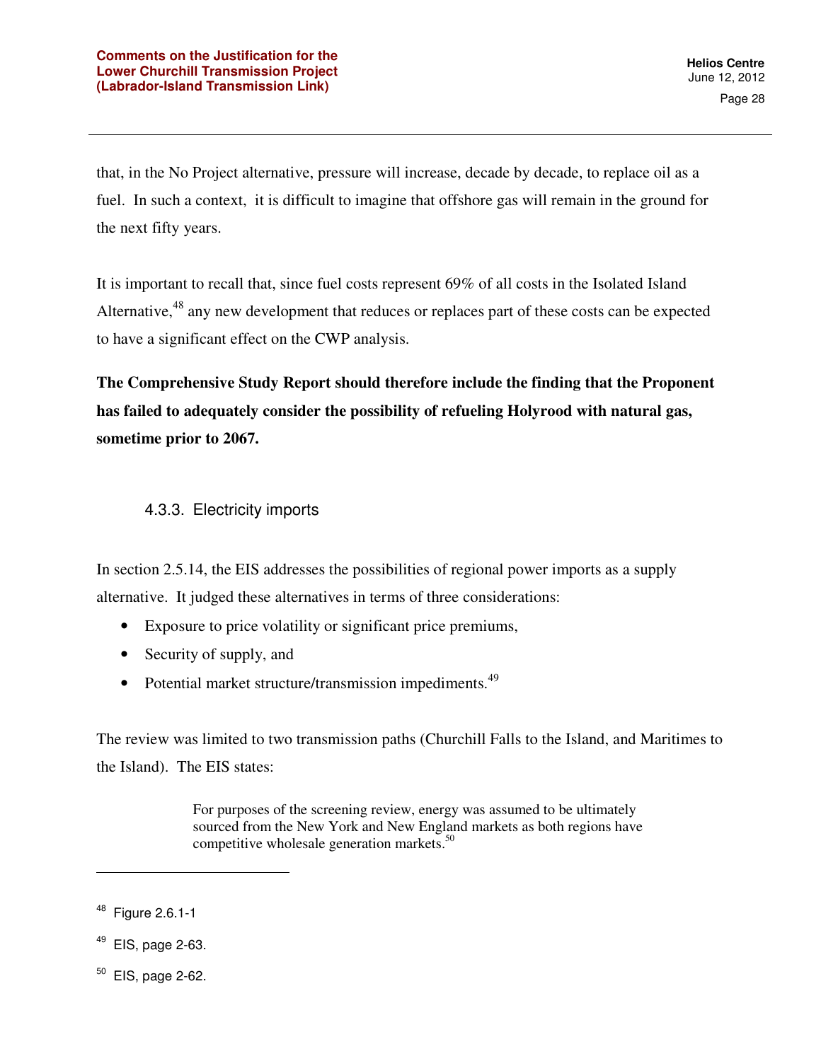that, in the No Project alternative, pressure will increase, decade by decade, to replace oil as a fuel. In such a context, it is difficult to imagine that offshore gas will remain in the ground for the next fifty years.

It is important to recall that, since fuel costs represent 69% of all costs in the Isolated Island Alternative,[48] any new development that reduces or replaces part of these costs can be expected to have a significant effect on the CWP analysis.

**The Comprehensive Study Report should therefore include the finding that the Proponent has failed to adequately consider the possibility of refueling Holyrood with natural gas, sometime prior to 2067.**

### 4.3.3. Electricity imports

In section 2.5.14, the EIS addresses the possibilities of regional power imports as a supply alternative. It judged these alternatives in terms of three considerations:

- Exposure to price volatility or significant price premiums,
- Security of supply, and
- Potential market structure/transmission impediments.[49]

The review was limited to two transmission paths (Churchill Falls to the Island, and Maritimes to the Island). The EIS states:

> For purposes of the screening review, energy was assumed to be ultimately sourced from the New York and New England markets as both regions have competitive wholesale generation markets.[50]

---

[48] Figure 2.6.1-1

[49] EIS, page 2-63.

[50] EIS, page 2-62.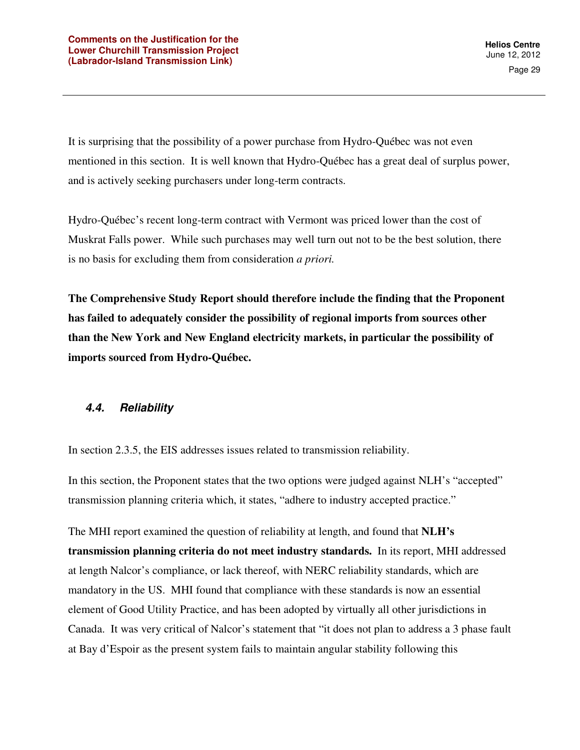It is surprising that the possibility of a power purchase from Hydro-Québec was not even mentioned in this section. It is well known that Hydro-Québec has a great deal of surplus power, and is actively seeking purchasers under long-term contracts.

Hydro-Québec's recent long-term contract with Vermont was priced lower than the cost of Muskrat Falls power. While such purchases may well turn out not to be the best solution, there is no basis for excluding them from consideration *a priori.*

**The Comprehensive Study Report should therefore include the finding that the Proponent has failed to adequately consider the possibility of regional imports from sources other than the New York and New England electricity markets, in particular the possibility of imports sourced from Hydro-Québec.**

### *4.4. Reliability*

In section 2.3.5, the EIS addresses issues related to transmission reliability.

In this section, the Proponent states that the two options were judged against NLH's "accepted" transmission planning criteria which, it states, "adhere to industry accepted practice."

The MHI report examined the question of reliability at length, and found that **NLH's transmission planning criteria do not meet industry standards.** In its report, MHI addressed at length Nalcor's compliance, or lack thereof, with NERC reliability standards, which are mandatory in the US. MHI found that compliance with these standards is now an essential element of Good Utility Practice, and has been adopted by virtually all other jurisdictions in Canada. It was very critical of Nalcor's statement that "it does not plan to address a 3 phase fault at Bay d'Espoir as the present system fails to maintain angular stability following this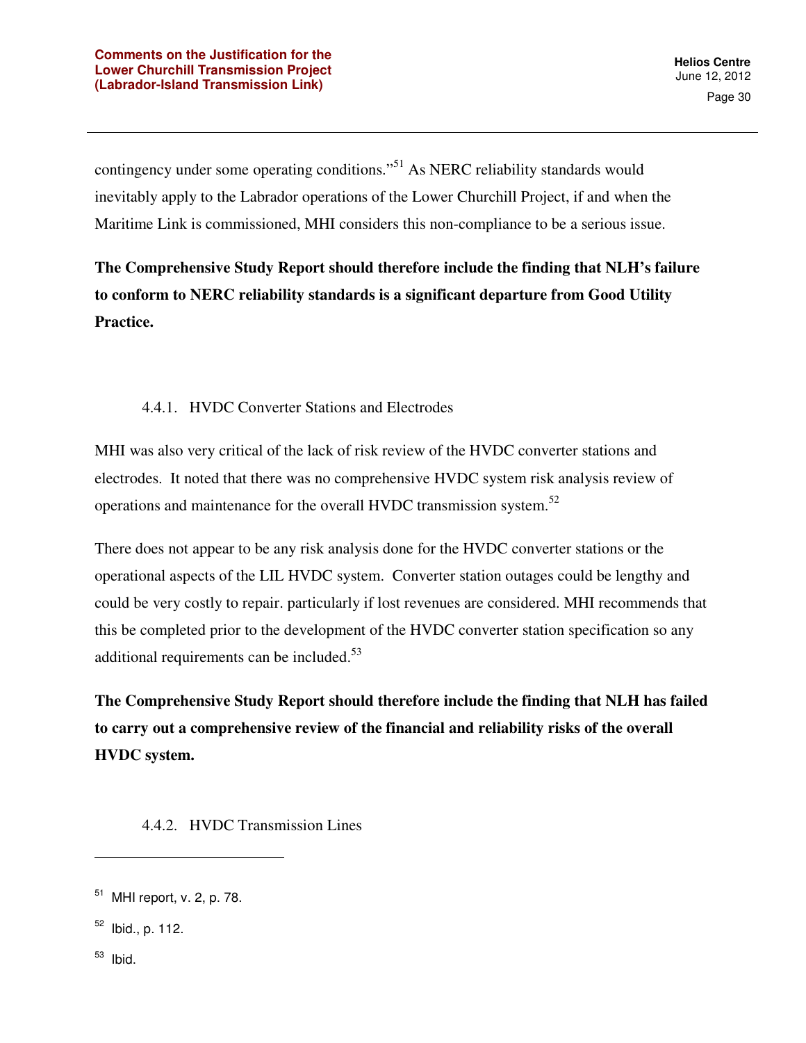contingency under some operating conditions."[51] As NERC reliability standards would inevitably apply to the Labrador operations of the Lower Churchill Project, if and when the Maritime Link is commissioned, MHI considers this non-compliance to be a serious issue.

**The Comprehensive Study Report should therefore include the finding that NLH's failure to conform to NERC reliability standards is a significant departure from Good Utility Practice.**

#### 4.4.1. HVDC Converter Stations and Electrodes

MHI was also very critical of the lack of risk review of the HVDC converter stations and electrodes. It noted that there was no comprehensive HVDC system risk analysis review of operations and maintenance for the overall HVDC transmission system.[52]

There does not appear to be any risk analysis done for the HVDC converter stations or the operational aspects of the LIL HVDC system. Converter station outages could be lengthy and could be very costly to repair. particularly if lost revenues are considered. MHI recommends that this be completed prior to the development of the HVDC converter station specification so any additional requirements can be included.[53]

**The Comprehensive Study Report should therefore include the finding that NLH has failed to carry out a comprehensive review of the financial and reliability risks of the overall HVDC system.**

#### 4.4.2. HVDC Transmission Lines

---

[51] MHI report, v. 2, p. 78.

[52] Ibid., p. 112.

[53] Ibid.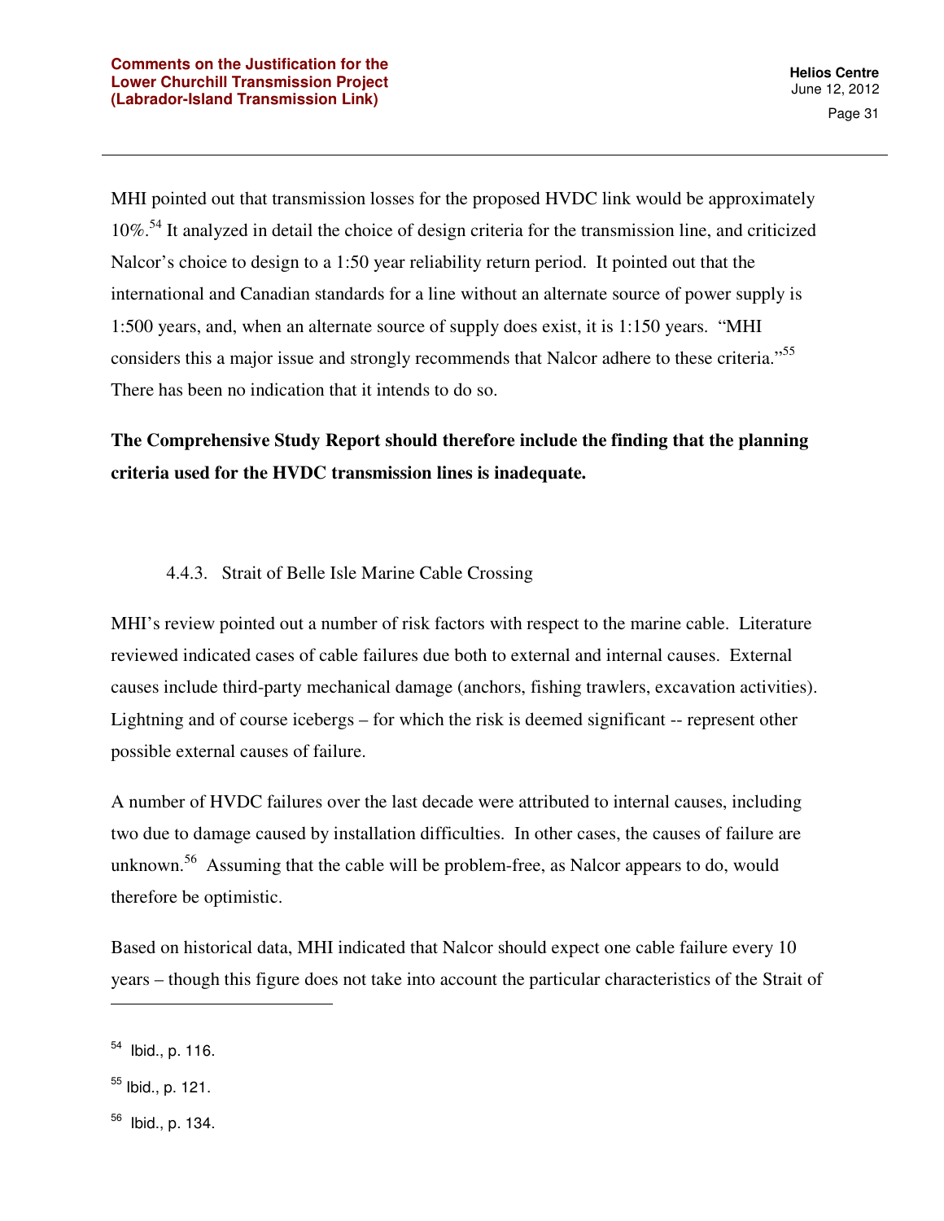MHI pointed out that transmission losses for the proposed HVDC link would be approximately 10%.[54] It analyzed in detail the choice of design criteria for the transmission line, and criticized Nalcor's choice to design to a 1:50 year reliability return period. It pointed out that the international and Canadian standards for a line without an alternate source of power supply is 1:500 years, and, when an alternate source of supply does exist, it is 1:150 years. "MHI considers this a major issue and strongly recommends that Nalcor adhere to these criteria."[55] There has been no indication that it intends to do so.

**The Comprehensive Study Report should therefore include the finding that the planning criteria used for the HVDC transmission lines is inadequate.**

### 4.4.3. Strait of Belle Isle Marine Cable Crossing

MHI's review pointed out a number of risk factors with respect to the marine cable. Literature reviewed indicated cases of cable failures due both to external and internal causes. External causes include third-party mechanical damage (anchors, fishing trawlers, excavation activities). Lightning and of course icebergs – for which the risk is deemed significant -- represent other possible external causes of failure.

A number of HVDC failures over the last decade were attributed to internal causes, including two due to damage caused by installation difficulties. In other cases, the causes of failure are unknown.[56] Assuming that the cable will be problem-free, as Nalcor appears to do, would therefore be optimistic.

Based on historical data, MHI indicated that Nalcor should expect one cable failure every 10 years – though this figure does not take into account the particular characteristics of the Strait of

---

[54] Ibid., p. 116.

[55] Ibid., p. 121.

[56] Ibid., p. 134.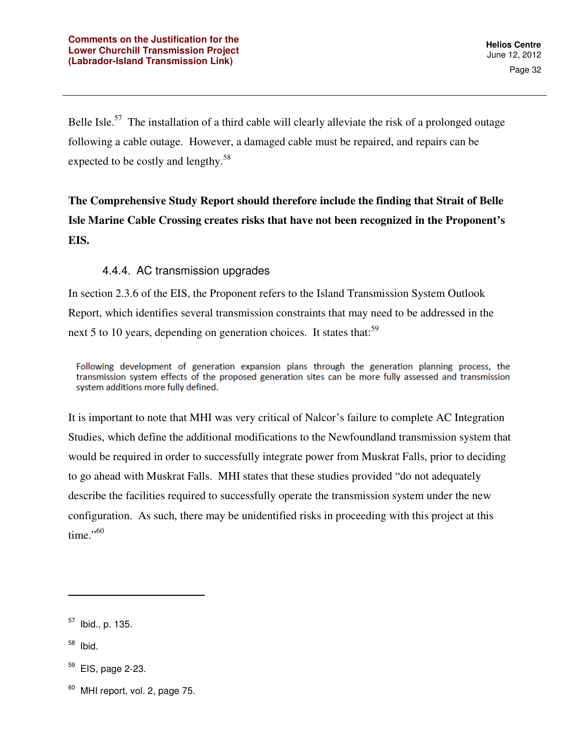Belle Isle.[57] The installation of a third cable will clearly alleviate the risk of a prolonged outage following a cable outage. However, a damaged cable must be repaired, and repairs can be expected to be costly and lengthy.[58]

**The Comprehensive Study Report should therefore include the finding that Strait of Belle Isle Marine Cable Crossing creates risks that have not been recognized in the Proponent's EIS.**

#### 4.4.4. AC transmission upgrades

In section 2.3.6 of the EIS, the Proponent refers to the Island Transmission System Outlook Report, which identifies several transmission constraints that may need to be addressed in the next 5 to 10 years, depending on generation choices. It states that:[59]

> Following development of generation expansion plans through the generation planning process, the transmission system effects of the proposed generation sites can be more fully assessed and transmission system additions more fully defined.

It is important to note that MHI was very critical of Nalcor's failure to complete AC Integration Studies, which define the additional modifications to the Newfoundland transmission system that would be required in order to successfully integrate power from Muskrat Falls, prior to deciding to go ahead with Muskrat Falls. MHI states that these studies provided "do not adequately describe the facilities required to successfully operate the transmission system under the new configuration. As such, there may be unidentified risks in proceeding with this project at this time."[60]

---

[57] Ibid., p. 135.

[58] Ibid.

[59] EIS, page 2-23.

[60] MHI report, vol. 2, page 75.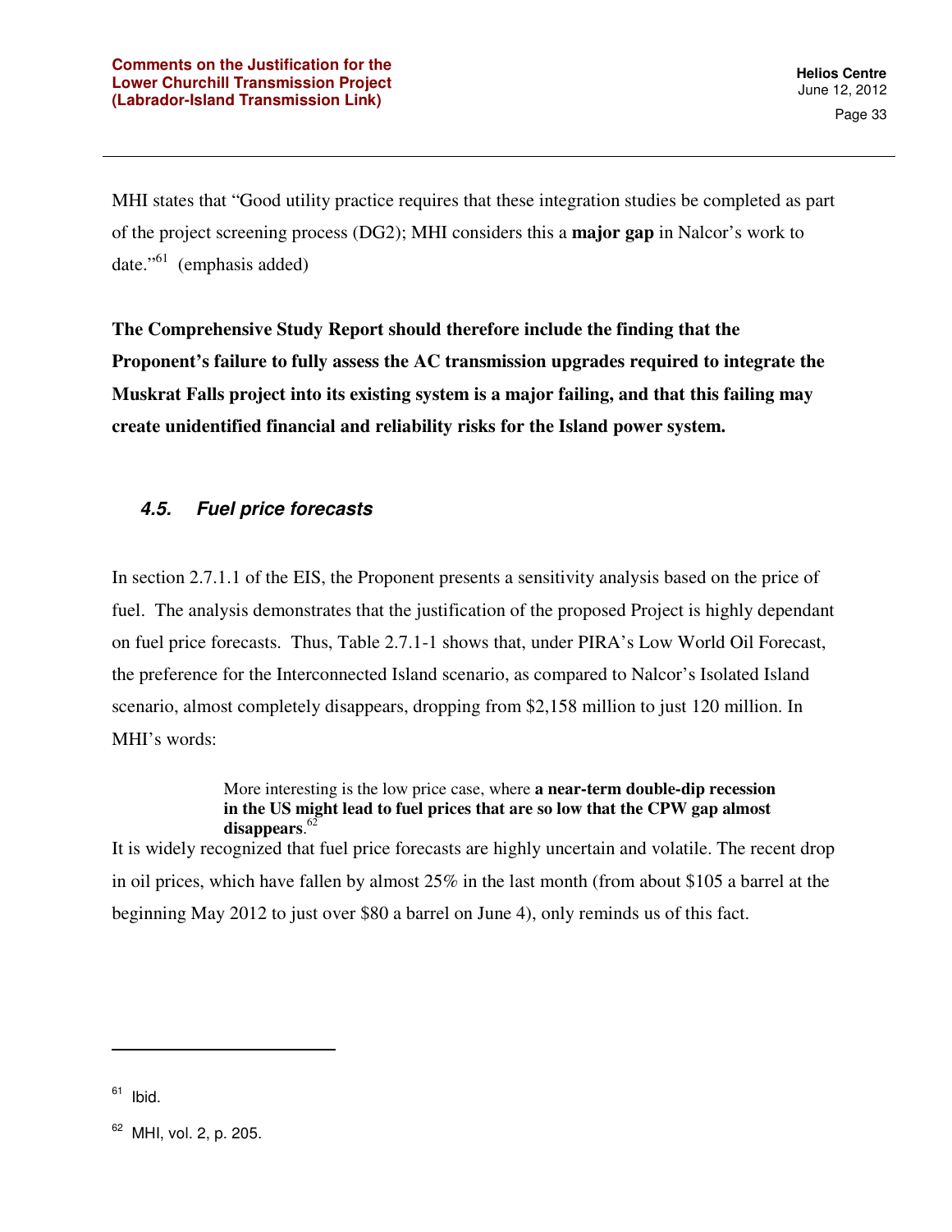MHI states that "Good utility practice requires that these integration studies be completed as part of the project screening process (DG2); MHI considers this a **major gap** in Nalcor's work to date."[61] (emphasis added)

**The Comprehensive Study Report should therefore include the finding that the Proponent's failure to fully assess the AC transmission upgrades required to integrate the Muskrat Falls project into its existing system is a major failing, and that this failing may create unidentified financial and reliability risks for the Island power system.**

### *4.5. Fuel price forecasts*

In section 2.7.1.1 of the EIS, the Proponent presents a sensitivity analysis based on the price of fuel. The analysis demonstrates that the justification of the proposed Project is highly dependant on fuel price forecasts. Thus, Table 2.7.1-1 shows that, under PIRA's Low World Oil Forecast, the preference for the Interconnected Island scenario, as compared to Nalcor's Isolated Island scenario, almost completely disappears, dropping from $2,158 million to just 120 million. In MHI's words:

> More interesting is the low price case, where **a near-term double-dip recession in the US might lead to fuel prices that are so low that the CPW gap almost disappears**.[62]

It is widely recognized that fuel price forecasts are highly uncertain and volatile. The recent drop in oil prices, which have fallen by almost 25% in the last month (from about $105 a barrel at the beginning May 2012 to just over $80 a barrel on June 4), only reminds us of this fact.

---

[61] Ibid.

[62] MHI, vol. 2, p. 205.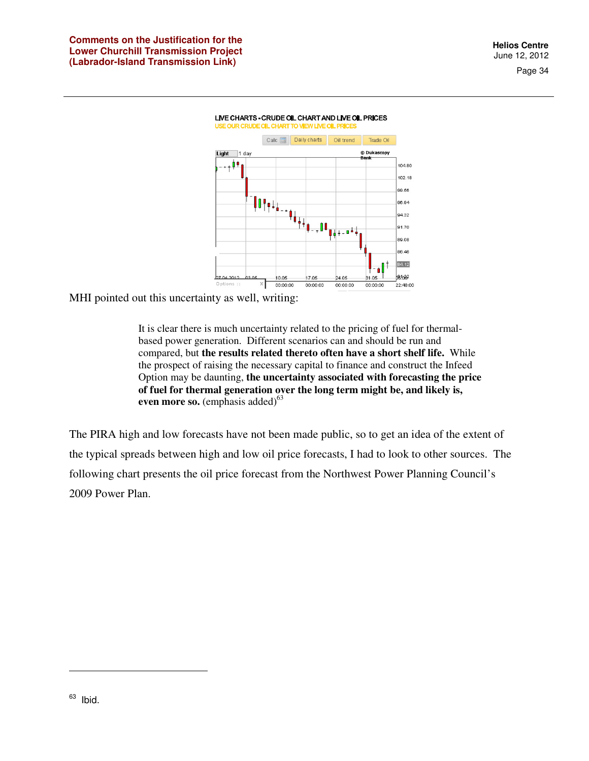MHI pointed out this uncertainty as well, writing:

> It is clear there is much uncertainty related to the pricing of fuel for thermal-based power generation. Different scenarios can and should be run and compared, but **the results related thereto often have a short shelf life.** While the prospect of raising the necessary capital to finance and construct the Infeed Option may be daunting, **the uncertainty associated with forecasting the price of fuel for thermal generation over the long term might be, and likely is, even more so.** (emphasis added)[63]

The PIRA high and low forecasts have not been made public, so to get an idea of the extent of the typical spreads between high and low oil price forecasts, I had to look to other sources. The following chart presents the oil price forecast from the Northwest Power Planning Council's 2009 Power Plan.

[63] Ibid.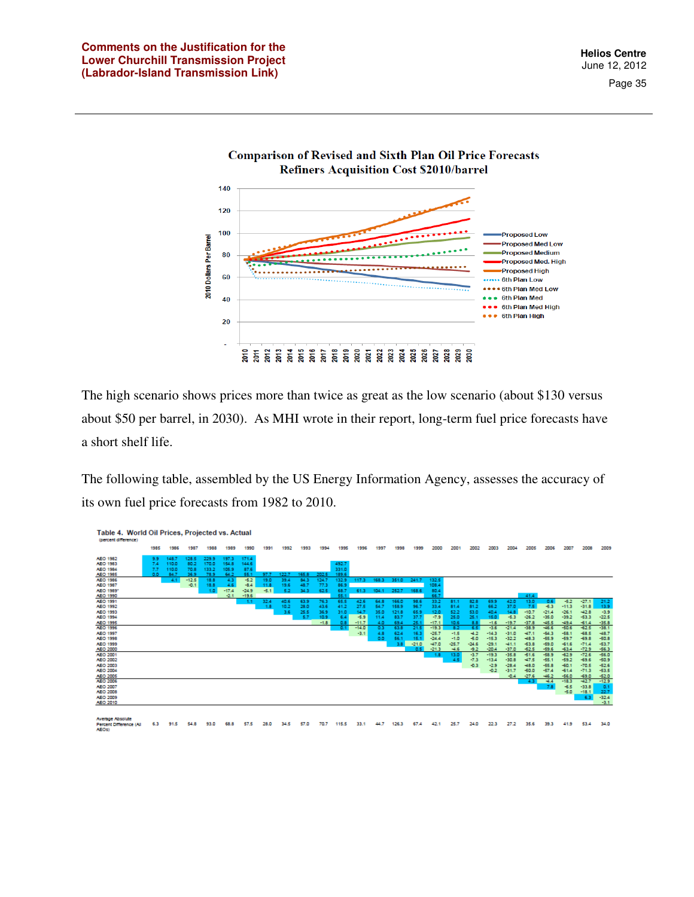**Comparison of Revised and Sixth Plan Oil Price Forecasts**
**Refiners Acquisition Cost $2010/barrel**

The high scenario shows prices more than twice as great as the low scenario (about $130 versus about $50 per barrel, in 2030). As MHI wrote in their report, long-term fuel price forecasts have a short shelf life.

The following table, assembled by the US Energy Information Agency, assesses the accuracy of its own fuel price forecasts from 1982 to 2010.

**Table 4. World Oil Prices, Projected vs. Actual**
(percent difference)

| | 1985 | 1986 | 1987 | 1988 | 1989 | 1990 | 1991 | 1992 | 1993 | 1994 | 1995 | 1996 | 1997 | 1998 | 1999 | 2000 | 2001 | 2002 | 2003 | 2004 | 2005 | 2006 | 2007 | 2008 | 2009 |
|---|---|---|---|---|---|---|---|---|---|---|---|---|---|---|---|---|---|---|---|---|---|---|---|---|---|
| Average Absolute Percent Difference (All AEOs) | 6.3 | 91.5 | 54.8 | 93.0 | 68.8 | 57.5 | 28.0 | 34.5 | 57.0 | 70.7 | 115.5 | 33.1 | 44.7 | 126.3 | 67.4 | 42.1 | 25.7 | 24.0 | 22.3 | 27.2 | 35.6 | 39.3 | 41.9 | 53.4 | 34.0 |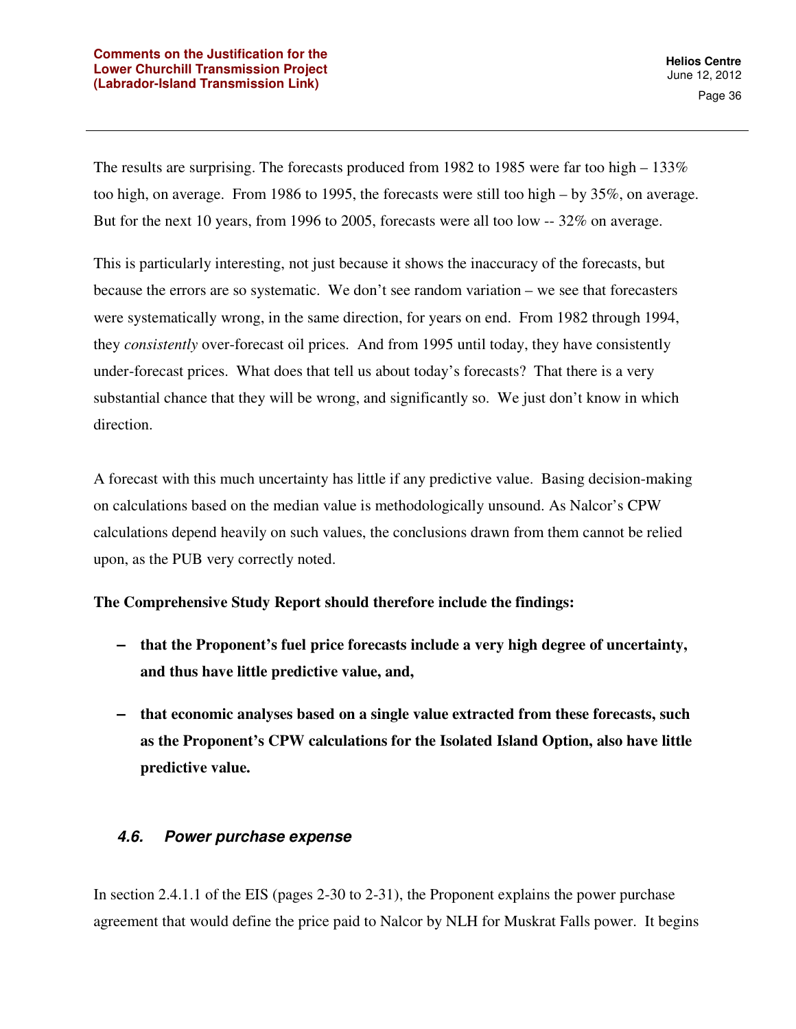The results are surprising. The forecasts produced from 1982 to 1985 were far too high – 133% too high, on average. From 1986 to 1995, the forecasts were still too high – by 35%, on average. But for the next 10 years, from 1996 to 2005, forecasts were all too low -- 32% on average.

This is particularly interesting, not just because it shows the inaccuracy of the forecasts, but because the errors are so systematic. We don't see random variation – we see that forecasters were systematically wrong, in the same direction, for years on end. From 1982 through 1994, they *consistently* over-forecast oil prices. And from 1995 until today, they have consistently under-forecast prices. What does that tell us about today's forecasts? That there is a very substantial chance that they will be wrong, and significantly so. We just don't know in which direction.

A forecast with this much uncertainty has little if any predictive value. Basing decision-making on calculations based on the median value is methodologically unsound. As Nalcor's CPW calculations depend heavily on such values, the conclusions drawn from them cannot be relied upon, as the PUB very correctly noted.

**The Comprehensive Study Report should therefore include the findings:**

- **that the Proponent's fuel price forecasts include a very high degree of uncertainty, and thus have little predictive value, and,**
- **that economic analyses based on a single value extracted from these forecasts, such as the Proponent's CPW calculations for the Isolated Island Option, also have little predictive value.**

### *4.6. Power purchase expense*

In section 2.4.1.1 of the EIS (pages 2-30 to 2-31), the Proponent explains the power purchase agreement that would define the price paid to Nalcor by NLH for Muskrat Falls power. It begins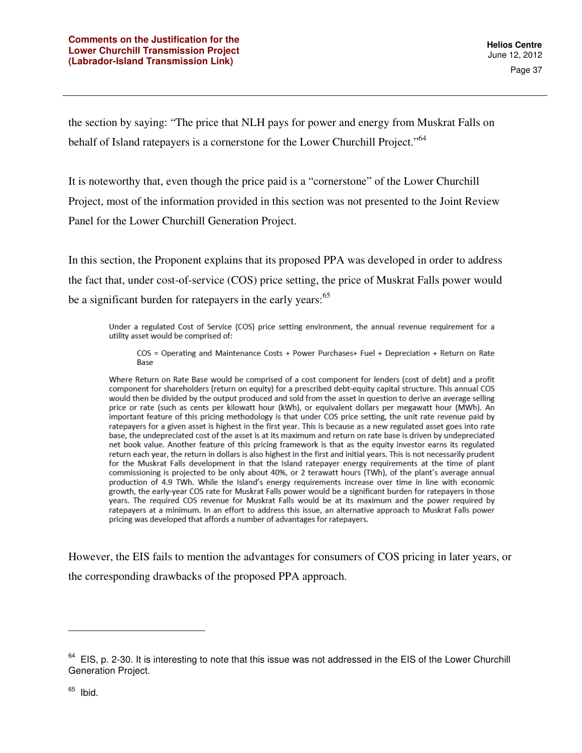the section by saying: "The price that NLH pays for power and energy from Muskrat Falls on behalf of Island ratepayers is a cornerstone for the Lower Churchill Project."[64]

It is noteworthy that, even though the price paid is a "cornerstone" of the Lower Churchill Project, most of the information provided in this section was not presented to the Joint Review Panel for the Lower Churchill Generation Project.

In this section, the Proponent explains that its proposed PPA was developed in order to address the fact that, under cost-of-service (COS) price setting, the price of Muskrat Falls power would be a significant burden for ratepayers in the early years:[65]

> Under a regulated Cost of Service (COS) price setting environment, the annual revenue requirement for a utility asset would be comprised of:
>
> > COS = Operating and Maintenance Costs + Power Purchases+ Fuel + Depreciation + Return on Rate Base
>
> Where Return on Rate Base would be comprised of a cost component for lenders (cost of debt) and a profit component for shareholders (return on equity) for a prescribed debt-equity capital structure. This annual COS would then be divided by the output produced and sold from the asset in question to derive an average selling price or rate (such as cents per kilowatt hour (kWh), or equivalent dollars per megawatt hour (MWh). An important feature of this pricing methodology is that under COS price setting, the unit rate revenue paid by ratepayers for a given asset is highest in the first year. This is because as a new regulated asset goes into rate base, the undepreciated cost of the asset is at its maximum and return on rate base is driven by undepreciated net book value. Another feature of this pricing framework is that as the equity investor earns its regulated return each year, the return in dollars is also highest in the first and initial years. This is not necessarily prudent for the Muskrat Falls development in that the Island ratepayer energy requirements at the time of plant commissioning is projected to be only about 40%, or 2 terawatt hours (TWh), of the plant's average annual production of 4.9 TWh. While the Island's energy requirements increase over time in line with economic growth, the early-year COS rate for Muskrat Falls power would be a significant burden for ratepayers in those years. The required COS revenue for Muskrat Falls would be at its maximum and the power required by ratepayers at a minimum. In an effort to address this issue, an alternative approach to Muskrat Falls power pricing was developed that affords a number of advantages for ratepayers.

However, the EIS fails to mention the advantages for consumers of COS pricing in later years, or the corresponding drawbacks of the proposed PPA approach.

---

[64] EIS, p. 2-30. It is interesting to note that this issue was not addressed in the EIS of the Lower Churchill Generation Project.

[65] Ibid.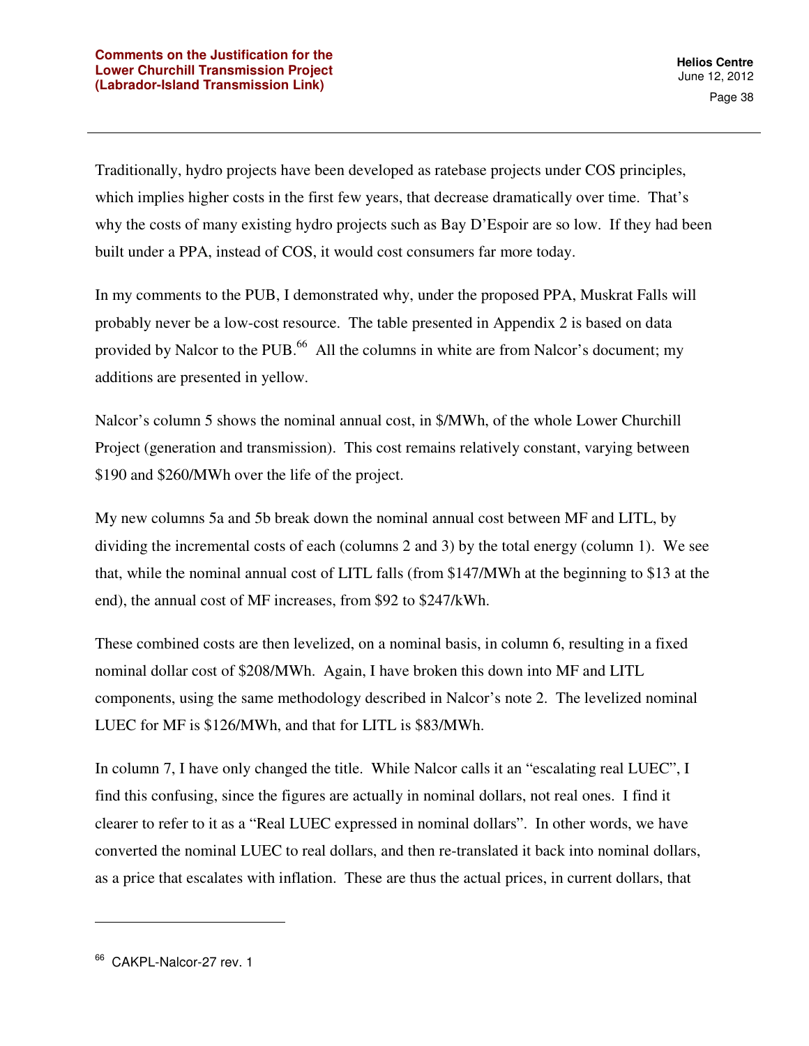Traditionally, hydro projects have been developed as ratebase projects under COS principles, which implies higher costs in the first few years, that decrease dramatically over time. That's why the costs of many existing hydro projects such as Bay D'Espoir are so low. If they had been built under a PPA, instead of COS, it would cost consumers far more today.

In my comments to the PUB, I demonstrated why, under the proposed PPA, Muskrat Falls will probably never be a low-cost resource. The table presented in Appendix 2 is based on data provided by Nalcor to the PUB.[66] All the columns in white are from Nalcor's document; my additions are presented in yellow.

Nalcor's column 5 shows the nominal annual cost, in $/MWh, of the whole Lower Churchill Project (generation and transmission). This cost remains relatively constant, varying between $190 and $260/MWh over the life of the project.

My new columns 5a and 5b break down the nominal annual cost between MF and LITL, by dividing the incremental costs of each (columns 2 and 3) by the total energy (column 1). We see that, while the nominal annual cost of LITL falls (from $147/MWh at the beginning to $13 at the end), the annual cost of MF increases, from $92 to $247/kWh.

These combined costs are then levelized, on a nominal basis, in column 6, resulting in a fixed nominal dollar cost of $208/MWh. Again, I have broken this down into MF and LITL components, using the same methodology described in Nalcor's note 2. The levelized nominal LUEC for MF is $126/MWh, and that for LITL is $83/MWh.

In column 7, I have only changed the title. While Nalcor calls it an "escalating real LUEC", I find this confusing, since the figures are actually in nominal dollars, not real ones. I find it clearer to refer to it as a "Real LUEC expressed in nominal dollars". In other words, we have converted the nominal LUEC to real dollars, and then re-translated it back into nominal dollars, as a price that escalates with inflation. These are thus the actual prices, in current dollars, that

[66] CAKPL-Nalcor-27 rev. 1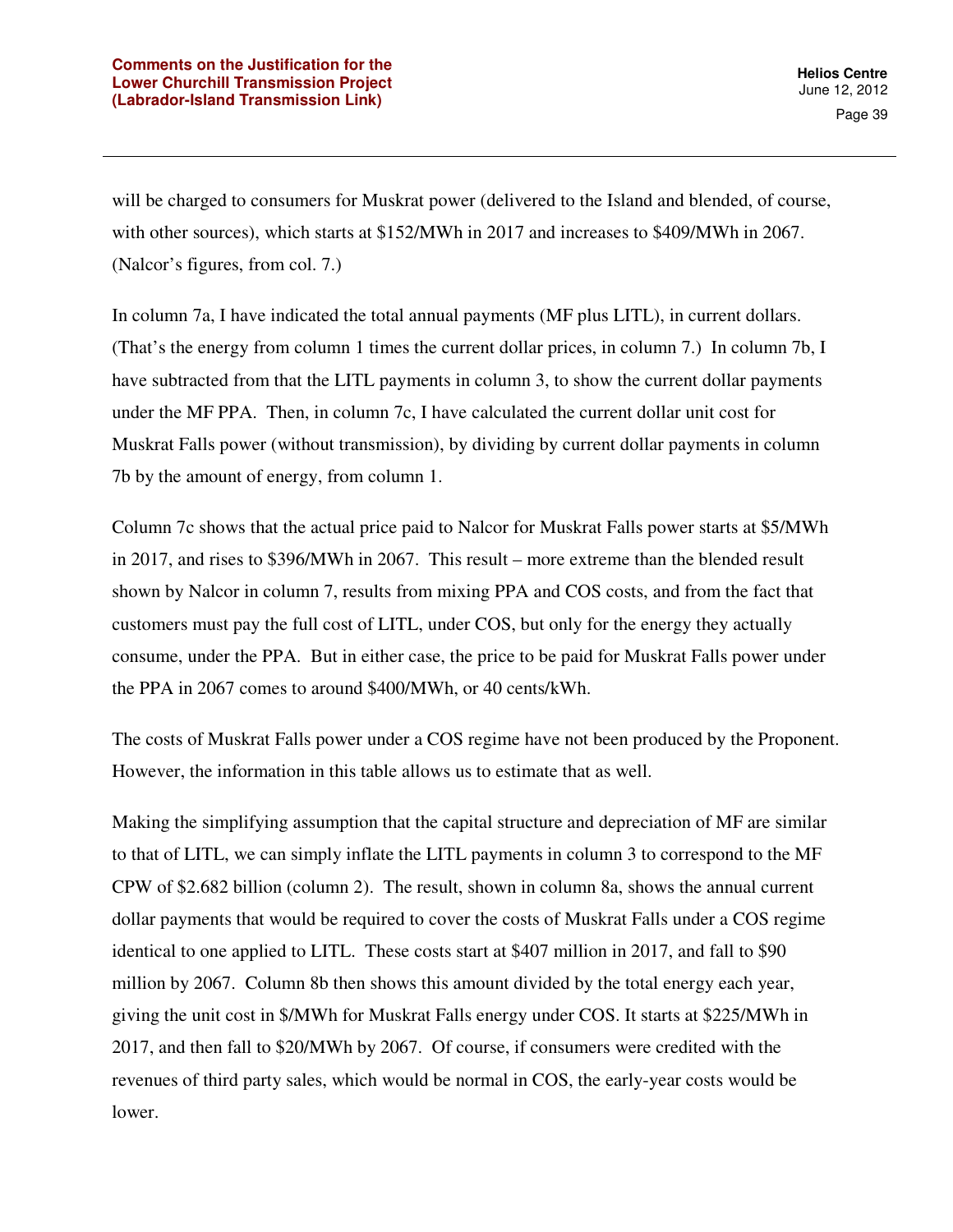will be charged to consumers for Muskrat power (delivered to the Island and blended, of course, with other sources), which starts at $152/MWh in 2017 and increases to $409/MWh in 2067. (Nalcor's figures, from col. 7.)

In column 7a, I have indicated the total annual payments (MF plus LITL), in current dollars. (That's the energy from column 1 times the current dollar prices, in column 7.) In column 7b, I have subtracted from that the LITL payments in column 3, to show the current dollar payments under the MF PPA. Then, in column 7c, I have calculated the current dollar unit cost for Muskrat Falls power (without transmission), by dividing by current dollar payments in column 7b by the amount of energy, from column 1.

Column 7c shows that the actual price paid to Nalcor for Muskrat Falls power starts at $5/MWh in 2017, and rises to $396/MWh in 2067. This result – more extreme than the blended result shown by Nalcor in column 7, results from mixing PPA and COS costs, and from the fact that customers must pay the full cost of LITL, under COS, but only for the energy they actually consume, under the PPA. But in either case, the price to be paid for Muskrat Falls power under the PPA in 2067 comes to around $400/MWh, or 40 cents/kWh.

The costs of Muskrat Falls power under a COS regime have not been produced by the Proponent. However, the information in this table allows us to estimate that as well.

Making the simplifying assumption that the capital structure and depreciation of MF are similar to that of LITL, we can simply inflate the LITL payments in column 3 to correspond to the MF CPW of $2.682 billion (column 2). The result, shown in column 8a, shows the annual current dollar payments that would be required to cover the costs of Muskrat Falls under a COS regime identical to one applied to LITL. These costs start at $407 million in 2017, and fall to $90 million by 2067. Column 8b then shows this amount divided by the total energy each year, giving the unit cost in $/MWh for Muskrat Falls energy under COS. It starts at $225/MWh in 2017, and then fall to $20/MWh by 2067. Of course, if consumers were credited with the revenues of third party sales, which would be normal in COS, the early-year costs would be lower.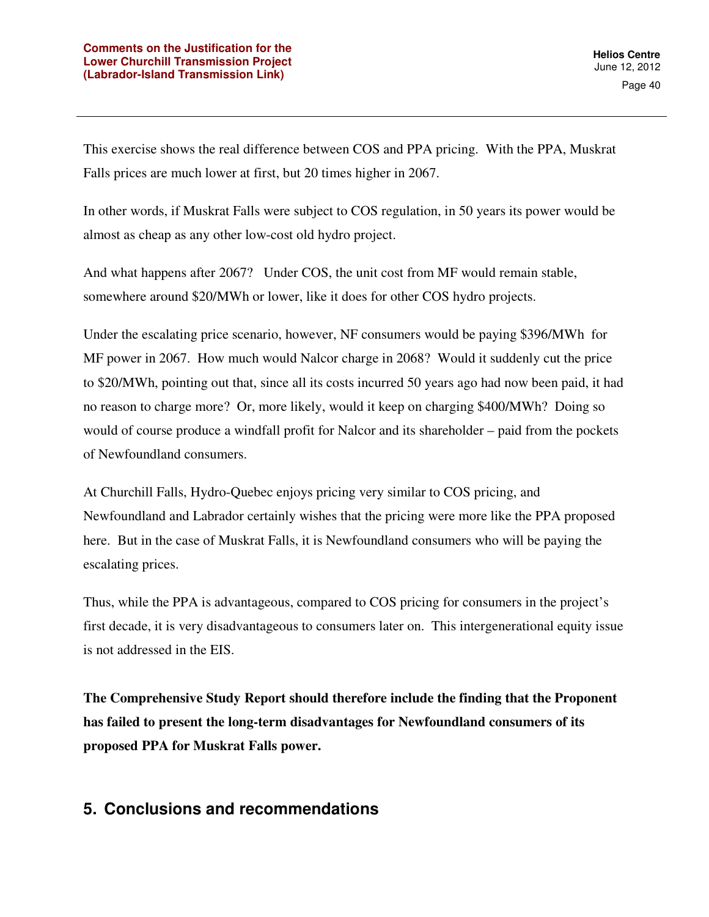This exercise shows the real difference between COS and PPA pricing. With the PPA, Muskrat Falls prices are much lower at first, but 20 times higher in 2067.

In other words, if Muskrat Falls were subject to COS regulation, in 50 years its power would be almost as cheap as any other low-cost old hydro project.

And what happens after 2067? Under COS, the unit cost from MF would remain stable, somewhere around $20/MWh or lower, like it does for other COS hydro projects.

Under the escalating price scenario, however, NF consumers would be paying $396/MWh for MF power in 2067. How much would Nalcor charge in 2068? Would it suddenly cut the price to $20/MWh, pointing out that, since all its costs incurred 50 years ago had now been paid, it had no reason to charge more? Or, more likely, would it keep on charging $400/MWh? Doing so would of course produce a windfall profit for Nalcor and its shareholder – paid from the pockets of Newfoundland consumers.

At Churchill Falls, Hydro-Quebec enjoys pricing very similar to COS pricing, and Newfoundland and Labrador certainly wishes that the pricing were more like the PPA proposed here. But in the case of Muskrat Falls, it is Newfoundland consumers who will be paying the escalating prices.

Thus, while the PPA is advantageous, compared to COS pricing for consumers in the project's first decade, it is very disadvantageous to consumers later on. This intergenerational equity issue is not addressed in the EIS.

**The Comprehensive Study Report should therefore include the finding that the Proponent has failed to present the long-term disadvantages for Newfoundland consumers of its proposed PPA for Muskrat Falls power.**

## 5. Conclusions and recommendations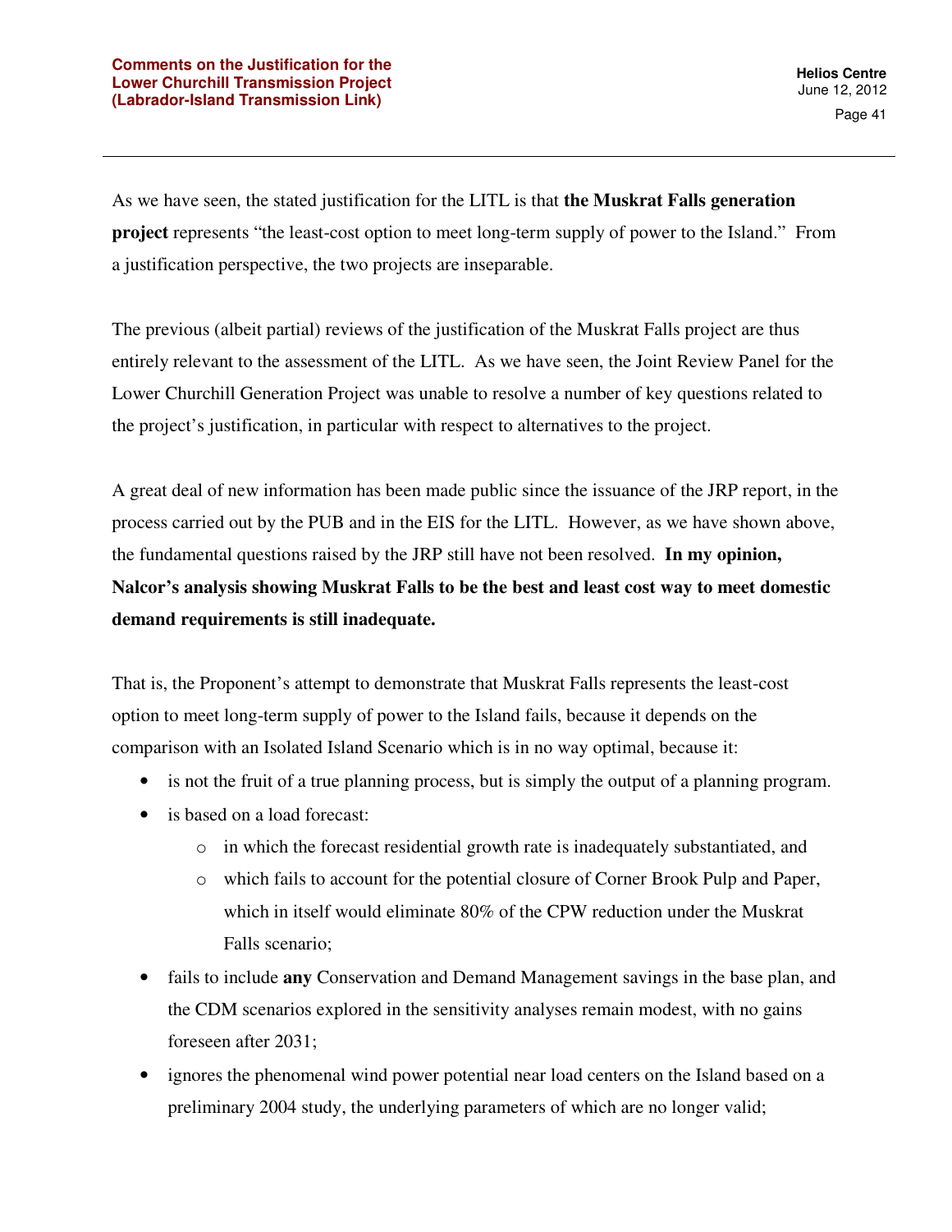As we have seen, the stated justification for the LITL is that **the Muskrat Falls generation project** represents "the least-cost option to meet long-term supply of power to the Island." From a justification perspective, the two projects are inseparable.

The previous (albeit partial) reviews of the justification of the Muskrat Falls project are thus entirely relevant to the assessment of the LITL. As we have seen, the Joint Review Panel for the Lower Churchill Generation Project was unable to resolve a number of key questions related to the project's justification, in particular with respect to alternatives to the project.

A great deal of new information has been made public since the issuance of the JRP report, in the process carried out by the PUB and in the EIS for the LITL. However, as we have shown above, the fundamental questions raised by the JRP still have not been resolved. **In my opinion, Nalcor's analysis showing Muskrat Falls to be the best and least cost way to meet domestic demand requirements is still inadequate.**

That is, the Proponent's attempt to demonstrate that Muskrat Falls represents the least-cost option to meet long-term supply of power to the Island fails, because it depends on the comparison with an Isolated Island Scenario which is in no way optimal, because it:

- is not the fruit of a true planning process, but is simply the output of a planning program.
- is based on a load forecast:
  - in which the forecast residential growth rate is inadequately substantiated, and
  - which fails to account for the potential closure of Corner Brook Pulp and Paper, which in itself would eliminate 80% of the CPW reduction under the Muskrat Falls scenario;
- fails to include **any** Conservation and Demand Management savings in the base plan, and the CDM scenarios explored in the sensitivity analyses remain modest, with no gains foreseen after 2031;
- ignores the phenomenal wind power potential near load centers on the Island based on a preliminary 2004 study, the underlying parameters of which are no longer valid;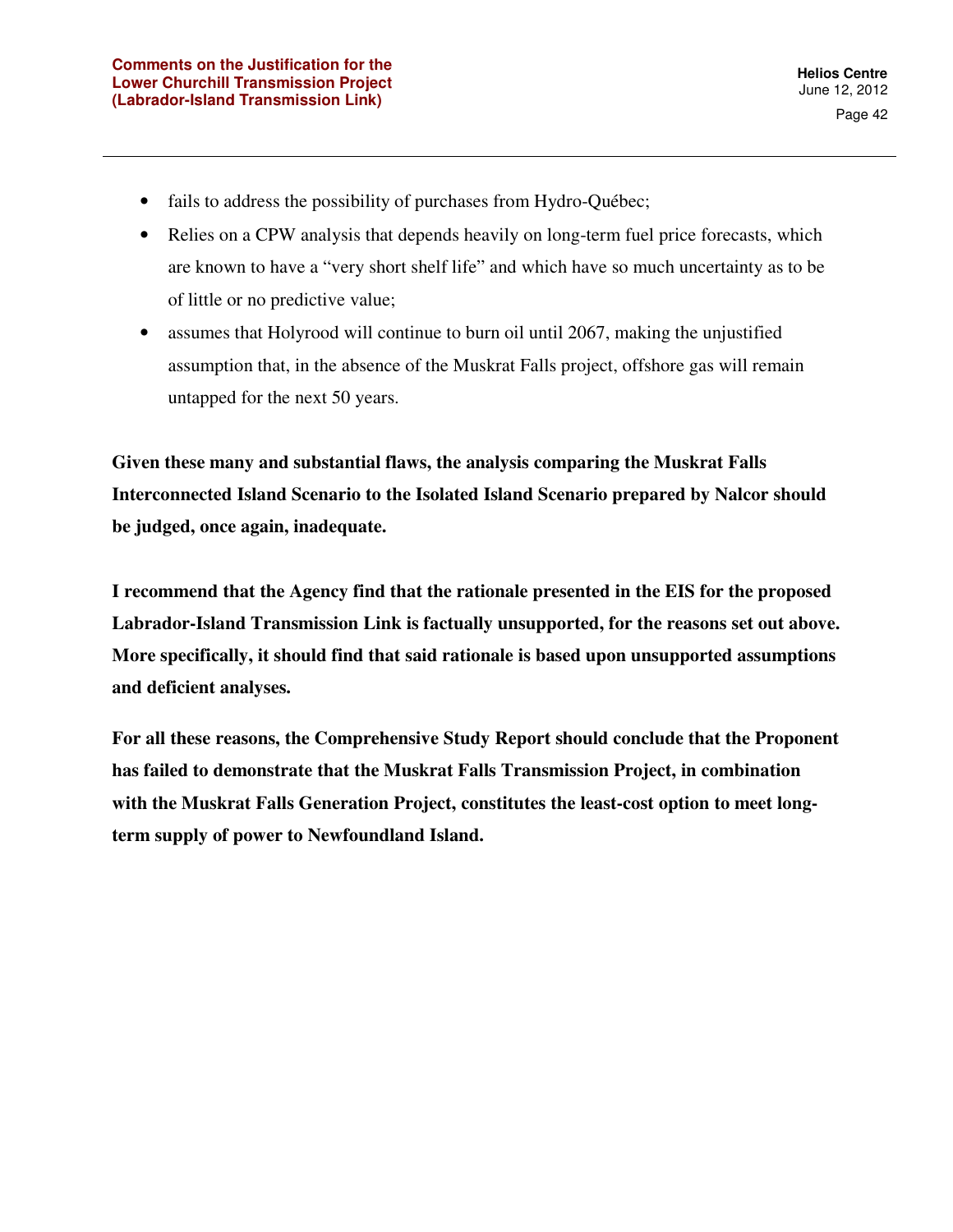- fails to address the possibility of purchases from Hydro-Québec;
- Relies on a CPW analysis that depends heavily on long-term fuel price forecasts, which are known to have a "very short shelf life" and which have so much uncertainty as to be of little or no predictive value;
- assumes that Holyrood will continue to burn oil until 2067, making the unjustified assumption that, in the absence of the Muskrat Falls project, offshore gas will remain untapped for the next 50 years.

**Given these many and substantial flaws, the analysis comparing the Muskrat Falls Interconnected Island Scenario to the Isolated Island Scenario prepared by Nalcor should be judged, once again, inadequate.**

**I recommend that the Agency find that the rationale presented in the EIS for the proposed Labrador-Island Transmission Link is factually unsupported, for the reasons set out above. More specifically, it should find that said rationale is based upon unsupported assumptions and deficient analyses.**

**For all these reasons, the Comprehensive Study Report should conclude that the Proponent has failed to demonstrate that the Muskrat Falls Transmission Project, in combination with the Muskrat Falls Generation Project, constitutes the least-cost option to meet long-term supply of power to Newfoundland Island.**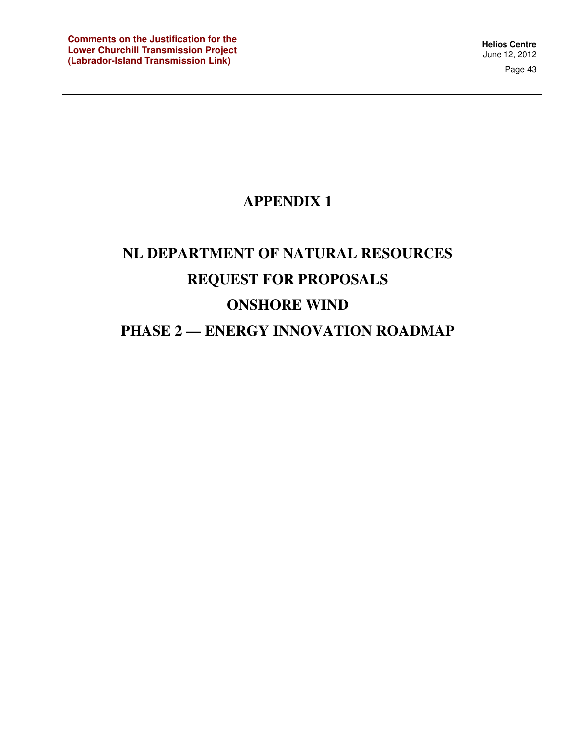# APPENDIX 1

# NL DEPARTMENT OF NATURAL RESOURCES

# REQUEST FOR PROPOSALS

# ONSHORE WIND

# PHASE 2 — ENERGY INNOVATION ROADMAP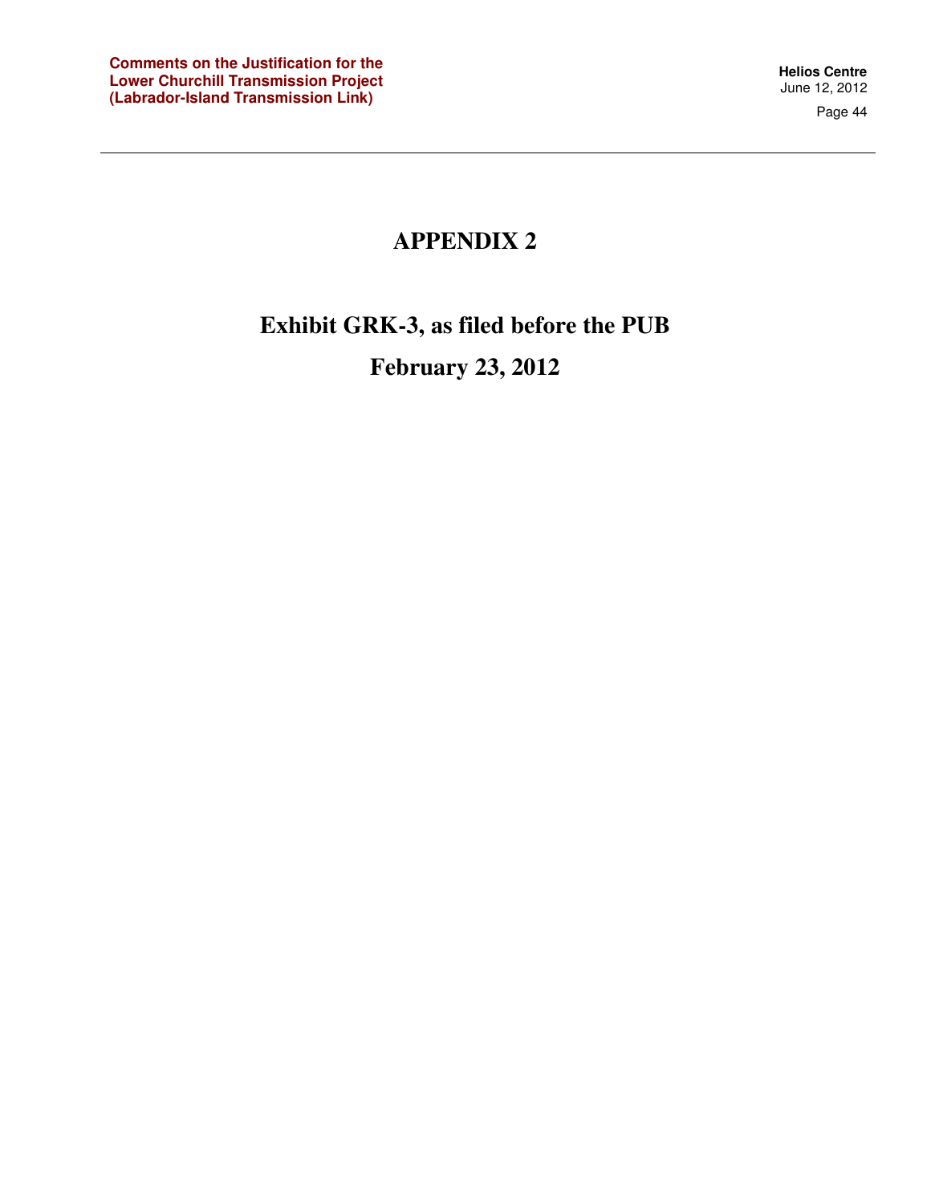# APPENDIX 2

## Exhibit GRK-3, as filed before the PUB

## February 23, 2012